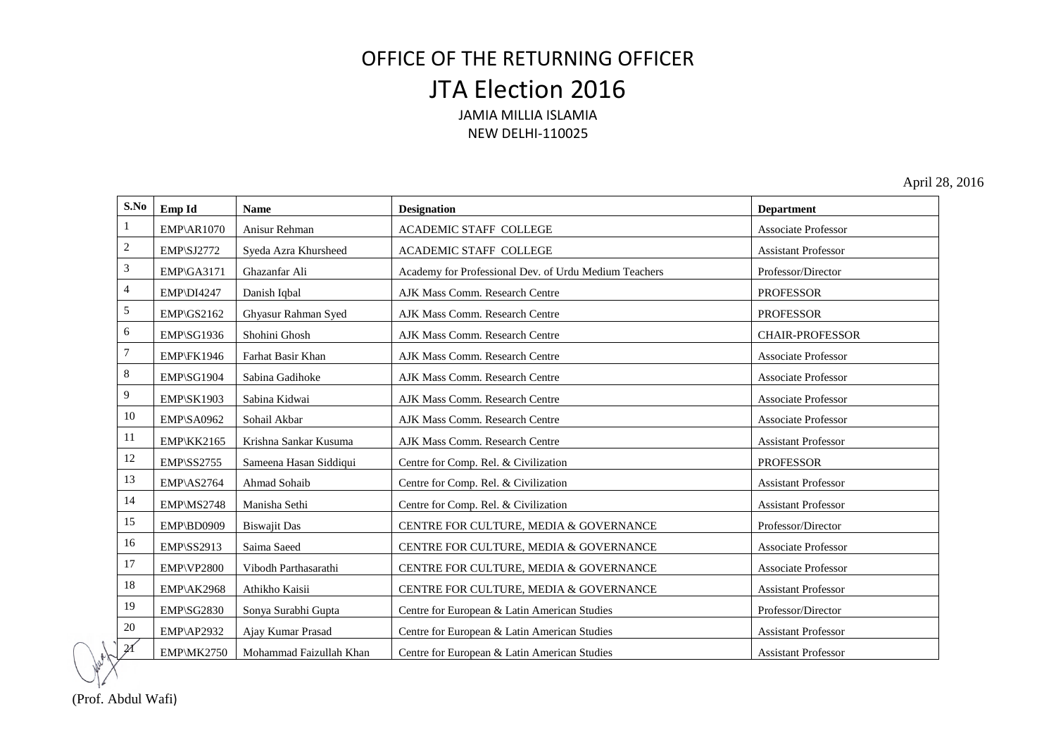# OFFICE OF THE RETURNING OFFICER

## JTA Election 2016

JAMIA MILLIA ISLAMIA
NEW DELHI-110025

April 28, 2016

| S.No | Emp Id | Name | Designation | Department |
|---|---|---|---|---|
| 1 | EMP\AR1070 | Anisur Rehman | ACADEMIC STAFF COLLEGE | Associate Professor |
| 2 | EMP\SJ2772 | Syeda Azra Khursheed | ACADEMIC STAFF COLLEGE | Assistant Professor |
| 3 | EMP\GA3171 | Ghazanfar Ali | Academy for Professional Dev. of Urdu Medium Teachers | Professor/Director |
| 4 | EMP\DI4247 | Danish Iqbal | AJK Mass Comm. Research Centre | PROFESSOR |
| 5 | EMP\GS2162 | Ghyasur Rahman Syed | AJK Mass Comm. Research Centre | PROFESSOR |
| 6 | EMP\SG1936 | Shohini Ghosh | AJK Mass Comm. Research Centre | CHAIR-PROFESSOR |
| 7 | EMP\FK1946 | Farhat Basir Khan | AJK Mass Comm. Research Centre | Associate Professor |
| 8 | EMP\SG1904 | Sabina Gadihoke | AJK Mass Comm. Research Centre | Associate Professor |
| 9 | EMP\SK1903 | Sabina Kidwai | AJK Mass Comm. Research Centre | Associate Professor |
| 10 | EMP\SA0962 | Sohail Akbar | AJK Mass Comm. Research Centre | Associate Professor |
| 11 | EMP\KK2165 | Krishna Sankar Kusuma | AJK Mass Comm. Research Centre | Assistant Professor |
| 12 | EMP\SS2755 | Sameena Hasan Siddiqui | Centre for Comp. Rel. & Civilization | PROFESSOR |
| 13 | EMP\AS2764 | Ahmad Sohaib | Centre for Comp. Rel. & Civilization | Assistant Professor |
| 14 | EMP\MS2748 | Manisha Sethi | Centre for Comp. Rel. & Civilization | Assistant Professor |
| 15 | EMP\BD0909 | Biswajit Das | CENTRE FOR CULTURE, MEDIA & GOVERNANCE | Professor/Director |
| 16 | EMP\SS2913 | Saima Saeed | CENTRE FOR CULTURE, MEDIA & GOVERNANCE | Associate Professor |
| 17 | EMP\VP2800 | Vibodh Parthasarathi | CENTRE FOR CULTURE, MEDIA & GOVERNANCE | Associate Professor |
| 18 | EMP\AK2968 | Athikho Kaisii | CENTRE FOR CULTURE, MEDIA & GOVERNANCE | Assistant Professor |
| 19 | EMP\SG2830 | Sonya Surabhi Gupta | Centre for European & Latin American Studies | Professor/Director |
| 20 | EMP\AP2932 | Ajay Kumar Prasad | Centre for European & Latin American Studies | Assistant Professor |
| 21 | EMP\MK2750 | Mohammad Faizullah Khan | Centre for European & Latin American Studies | Assistant Professor |

(Prof. Abdul Wafi)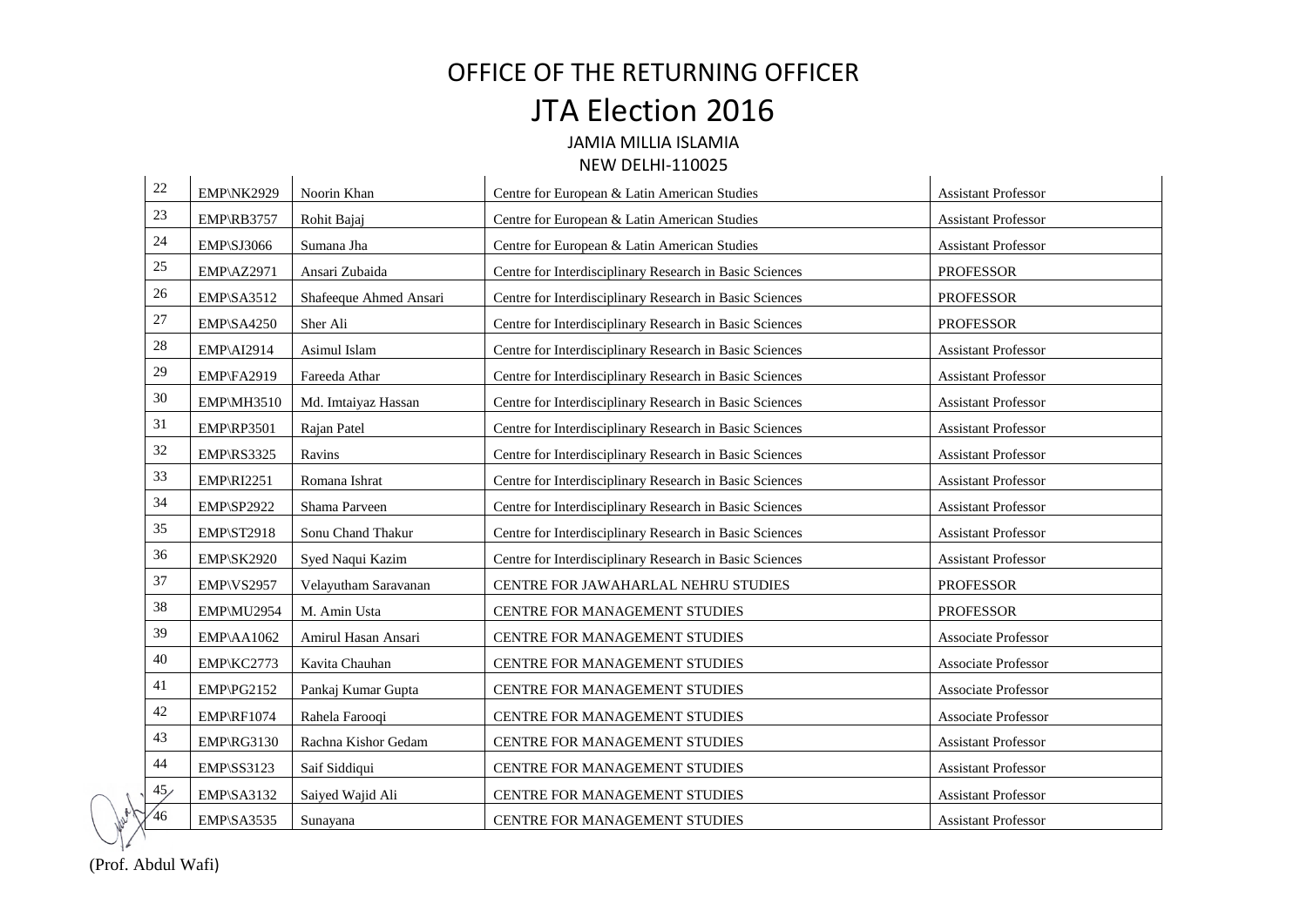# OFFICE OF THE RETURNING OFFICER

# JTA Election 2016

JAMIA MILLIA ISLAMIA

NEW DELHI-110025

| | | | | |
|---|---|---|---|---|
| 22 | EMP\NK2929 | Noorin Khan | Centre for European & Latin American Studies | Assistant Professor |
| 23 | EMP\RB3757 | Rohit Bajaj | Centre for European & Latin American Studies | Assistant Professor |
| 24 | EMP\SJ3066 | Sumana Jha | Centre for European & Latin American Studies | Assistant Professor |
| 25 | EMP\AZ2971 | Ansari Zubaida | Centre for Interdisciplinary Research in Basic Sciences | PROFESSOR |
| 26 | EMP\SA3512 | Shafeeque Ahmed Ansari | Centre for Interdisciplinary Research in Basic Sciences | PROFESSOR |
| 27 | EMP\SA4250 | Sher Ali | Centre for Interdisciplinary Research in Basic Sciences | PROFESSOR |
| 28 | EMP\AI2914 | Asimul Islam | Centre for Interdisciplinary Research in Basic Sciences | Assistant Professor |
| 29 | EMP\FA2919 | Fareeda Athar | Centre for Interdisciplinary Research in Basic Sciences | Assistant Professor |
| 30 | EMP\MH3510 | Md. Imtaiyaz Hassan | Centre for Interdisciplinary Research in Basic Sciences | Assistant Professor |
| 31 | EMP\RP3501 | Rajan Patel | Centre for Interdisciplinary Research in Basic Sciences | Assistant Professor |
| 32 | EMP\RS3325 | Ravins | Centre for Interdisciplinary Research in Basic Sciences | Assistant Professor |
| 33 | EMP\RI2251 | Romana Ishrat | Centre for Interdisciplinary Research in Basic Sciences | Assistant Professor |
| 34 | EMP\SP2922 | Shama Parveen | Centre for Interdisciplinary Research in Basic Sciences | Assistant Professor |
| 35 | EMP\ST2918 | Sonu Chand Thakur | Centre for Interdisciplinary Research in Basic Sciences | Assistant Professor |
| 36 | EMP\SK2920 | Syed Naqui Kazim | Centre for Interdisciplinary Research in Basic Sciences | Assistant Professor |
| 37 | EMP\VS2957 | Velayutham Saravanan | CENTRE FOR JAWAHARLAL NEHRU STUDIES | PROFESSOR |
| 38 | EMP\MU2954 | M. Amin Usta | CENTRE FOR MANAGEMENT STUDIES | PROFESSOR |
| 39 | EMP\AA1062 | Amirul Hasan Ansari | CENTRE FOR MANAGEMENT STUDIES | Associate Professor |
| 40 | EMP\KC2773 | Kavita Chauhan | CENTRE FOR MANAGEMENT STUDIES | Associate Professor |
| 41 | EMP\PG2152 | Pankaj Kumar Gupta | CENTRE FOR MANAGEMENT STUDIES | Associate Professor |
| 42 | EMP\RF1074 | Rahela Farooqi | CENTRE FOR MANAGEMENT STUDIES | Associate Professor |
| 43 | EMP\RG3130 | Rachna Kishor Gedam | CENTRE FOR MANAGEMENT STUDIES | Assistant Professor |
| 44 | EMP\SS3123 | Saif Siddiqui | CENTRE FOR MANAGEMENT STUDIES | Assistant Professor |
| 45 | EMP\SA3132 | Saiyed Wajid Ali | CENTRE FOR MANAGEMENT STUDIES | Assistant Professor |
| 46 | EMP\SA3535 | Sunayana | CENTRE FOR MANAGEMENT STUDIES | Assistant Professor |

(Prof. Abdul Wafi)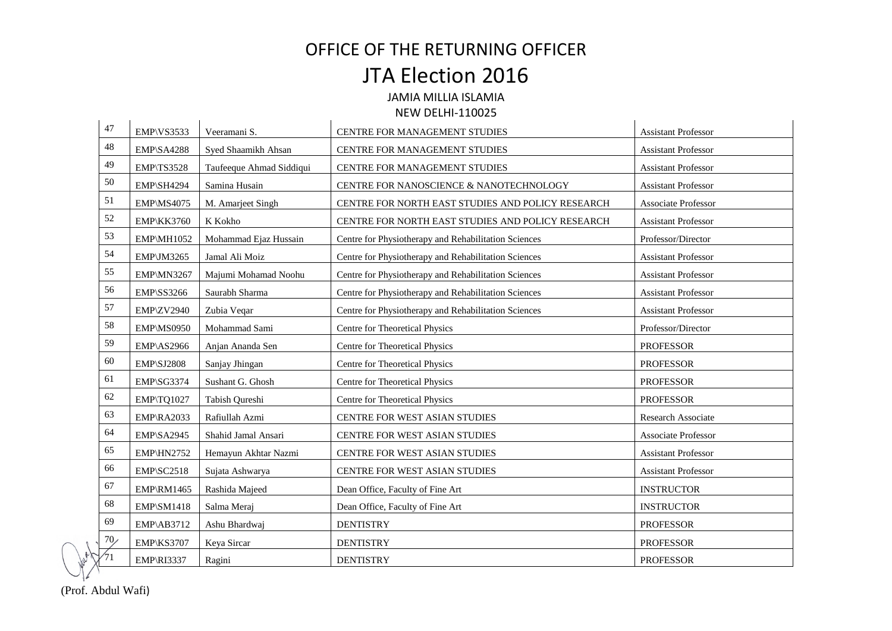# OFFICE OF THE RETURNING OFFICER

# JTA Election 2016

JAMIA MILLIA ISLAMIA

NEW DELHI-110025

| | | | | |
|---|---|---|---|---|
| 47 | EMP\VS3533 | Veeramani S. | CENTRE FOR MANAGEMENT STUDIES | Assistant Professor |
| 48 | EMP\SA4288 | Syed Shaamikh Ahsan | CENTRE FOR MANAGEMENT STUDIES | Assistant Professor |
| 49 | EMP\TS3528 | Taufeeque Ahmad Siddiqui | CENTRE FOR MANAGEMENT STUDIES | Assistant Professor |
| 50 | EMP\SH4294 | Samina Husain | CENTRE FOR NANOSCIENCE & NANOTECHNOLOGY | Assistant Professor |
| 51 | EMP\MS4075 | M. Amarjeet Singh | CENTRE FOR NORTH EAST STUDIES AND POLICY RESEARCH | Associate Professor |
| 52 | EMP\KK3760 | K Kokho | CENTRE FOR NORTH EAST STUDIES AND POLICY RESEARCH | Assistant Professor |
| 53 | EMP\MH1052 | Mohammad Ejaz Hussain | Centre for Physiotherapy and Rehabilitation Sciences | Professor/Director |
| 54 | EMP\JM3265 | Jamal Ali Moiz | Centre for Physiotherapy and Rehabilitation Sciences | Assistant Professor |
| 55 | EMP\MN3267 | Majumi Mohamad Noohu | Centre for Physiotherapy and Rehabilitation Sciences | Assistant Professor |
| 56 | EMP\SS3266 | Saurabh Sharma | Centre for Physiotherapy and Rehabilitation Sciences | Assistant Professor |
| 57 | EMP\ZV2940 | Zubia Veqar | Centre for Physiotherapy and Rehabilitation Sciences | Assistant Professor |
| 58 | EMP\MS0950 | Mohammad Sami | Centre for Theoretical Physics | Professor/Director |
| 59 | EMP\AS2966 | Anjan Ananda Sen | Centre for Theoretical Physics | PROFESSOR |
| 60 | EMP\SJ2808 | Sanjay Jhingan | Centre for Theoretical Physics | PROFESSOR |
| 61 | EMP\SG3374 | Sushant G. Ghosh | Centre for Theoretical Physics | PROFESSOR |
| 62 | EMP\TQ1027 | Tabish Qureshi | Centre for Theoretical Physics | PROFESSOR |
| 63 | EMP\RA2033 | Rafiullah Azmi | CENTRE FOR WEST ASIAN STUDIES | Research Associate |
| 64 | EMP\SA2945 | Shahid Jamal Ansari | CENTRE FOR WEST ASIAN STUDIES | Associate Professor |
| 65 | EMP\HN2752 | Hemayun Akhtar Nazmi | CENTRE FOR WEST ASIAN STUDIES | Assistant Professor |
| 66 | EMP\SC2518 | Sujata Ashwarya | CENTRE FOR WEST ASIAN STUDIES | Assistant Professor |
| 67 | EMP\RM1465 | Rashida Majeed | Dean Office, Faculty of Fine Art | INSTRUCTOR |
| 68 | EMP\SM1418 | Salma Meraj | Dean Office, Faculty of Fine Art | INSTRUCTOR |
| 69 | EMP\AB3712 | Ashu Bhardwaj | DENTISTRY | PROFESSOR |
| 70 | EMP\KS3707 | Keya Sircar | DENTISTRY | PROFESSOR |
| 71 | EMP\RI3337 | Ragini | DENTISTRY | PROFESSOR |

(Prof. Abdul Wafi)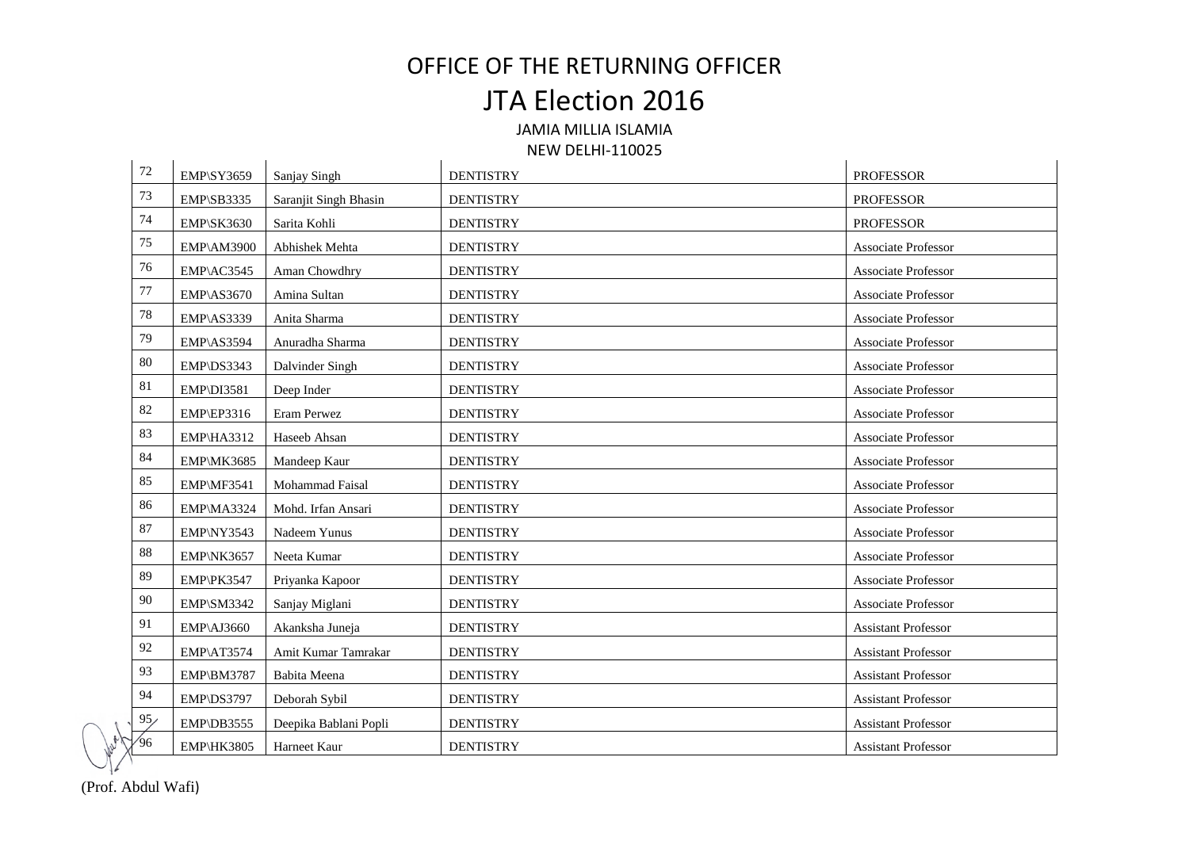# OFFICE OF THE RETURNING OFFICER

## JTA Election 2016

JAMIA MILLIA ISLAMIA

NEW DELHI-110025

| | | | | |
|---|---|---|---|---|
| 72 | EMP\SY3659 | Sanjay Singh | DENTISTRY | PROFESSOR |
| 73 | EMP\SB3335 | Saranjit Singh Bhasin | DENTISTRY | PROFESSOR |
| 74 | EMP\SK3630 | Sarita Kohli | DENTISTRY | PROFESSOR |
| 75 | EMP\AM3900 | Abhishek Mehta | DENTISTRY | Associate Professor |
| 76 | EMP\AC3545 | Aman Chowdhry | DENTISTRY | Associate Professor |
| 77 | EMP\AS3670 | Amina Sultan | DENTISTRY | Associate Professor |
| 78 | EMP\AS3339 | Anita Sharma | DENTISTRY | Associate Professor |
| 79 | EMP\AS3594 | Anuradha Sharma | DENTISTRY | Associate Professor |
| 80 | EMP\DS3343 | Dalvinder Singh | DENTISTRY | Associate Professor |
| 81 | EMP\DI3581 | Deep Inder | DENTISTRY | Associate Professor |
| 82 | EMP\EP3316 | Eram Perwez | DENTISTRY | Associate Professor |
| 83 | EMP\HA3312 | Haseeb Ahsan | DENTISTRY | Associate Professor |
| 84 | EMP\MK3685 | Mandeep Kaur | DENTISTRY | Associate Professor |
| 85 | EMP\MF3541 | Mohammad Faisal | DENTISTRY | Associate Professor |
| 86 | EMP\MA3324 | Mohd. Irfan Ansari | DENTISTRY | Associate Professor |
| 87 | EMP\NY3543 | Nadeem Yunus | DENTISTRY | Associate Professor |
| 88 | EMP\NK3657 | Neeta Kumar | DENTISTRY | Associate Professor |
| 89 | EMP\PK3547 | Priyanka Kapoor | DENTISTRY | Associate Professor |
| 90 | EMP\SM3342 | Sanjay Miglani | DENTISTRY | Associate Professor |
| 91 | EMP\AJ3660 | Akanksha Juneja | DENTISTRY | Assistant Professor |
| 92 | EMP\AT3574 | Amit Kumar Tamrakar | DENTISTRY | Assistant Professor |
| 93 | EMP\BM3787 | Babita Meena | DENTISTRY | Assistant Professor |
| 94 | EMP\DS3797 | Deborah Sybil | DENTISTRY | Assistant Professor |
| 95 | EMP\DB3555 | Deepika Bablani Popli | DENTISTRY | Assistant Professor |
| 96 | EMP\HK3805 | Harneet Kaur | DENTISTRY | Assistant Professor |

(Prof. Abdul Wafi)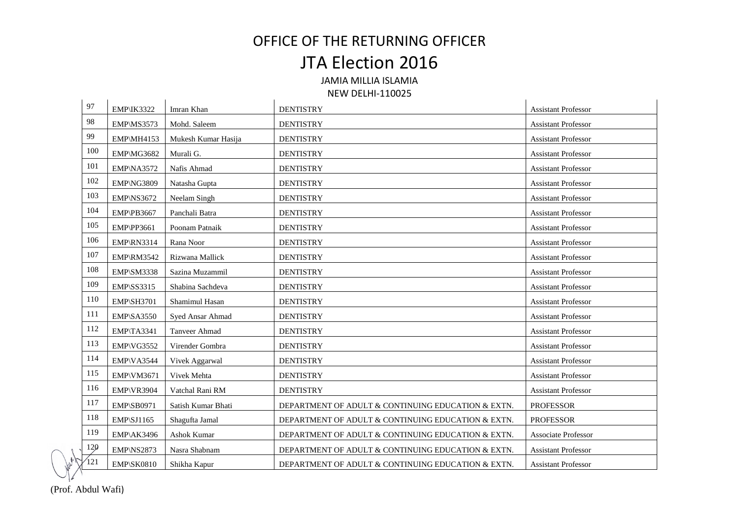# OFFICE OF THE RETURNING OFFICER

# JTA Election 2016

### JAMIA MILLIA ISLAMIA

### NEW DELHI-110025

| | | | | |
|---|---|---|---|---|
| 97 | EMP\IK3322 | Imran Khan | DENTISTRY | Assistant Professor |
| 98 | EMP\MS3573 | Mohd. Saleem | DENTISTRY | Assistant Professor |
| 99 | EMP\MH4153 | Mukesh Kumar Hasija | DENTISTRY | Assistant Professor |
| 100 | EMP\MG3682 | Murali G. | DENTISTRY | Assistant Professor |
| 101 | EMP\NA3572 | Nafis Ahmad | DENTISTRY | Assistant Professor |
| 102 | EMP\NG3809 | Natasha Gupta | DENTISTRY | Assistant Professor |
| 103 | EMP\NS3672 | Neelam Singh | DENTISTRY | Assistant Professor |
| 104 | EMP\PB3667 | Panchali Batra | DENTISTRY | Assistant Professor |
| 105 | EMP\PP3661 | Poonam Patnaik | DENTISTRY | Assistant Professor |
| 106 | EMP\RN3314 | Rana Noor | DENTISTRY | Assistant Professor |
| 107 | EMP\RM3542 | Rizwana Mallick | DENTISTRY | Assistant Professor |
| 108 | EMP\SM3338 | Sazina Muzammil | DENTISTRY | Assistant Professor |
| 109 | EMP\SS3315 | Shabina Sachdeva | DENTISTRY | Assistant Professor |
| 110 | EMP\SH3701 | Shamimul Hasan | DENTISTRY | Assistant Professor |
| 111 | EMP\SA3550 | Syed Ansar Ahmad | DENTISTRY | Assistant Professor |
| 112 | EMP\TA3341 | Tanveer Ahmad | DENTISTRY | Assistant Professor |
| 113 | EMP\VG3552 | Virender Gombra | DENTISTRY | Assistant Professor |
| 114 | EMP\VA3544 | Vivek Aggarwal | DENTISTRY | Assistant Professor |
| 115 | EMP\VM3671 | Vivek Mehta | DENTISTRY | Assistant Professor |
| 116 | EMP\VR3904 | Vatchal Rani RM | DENTISTRY | Assistant Professor |
| 117 | EMP\SB0971 | Satish Kumar Bhati | DEPARTMENT OF ADULT & CONTINUING EDUCATION & EXTN. | PROFESSOR |
| 118 | EMP\SJ1165 | Shagufta Jamal | DEPARTMENT OF ADULT & CONTINUING EDUCATION & EXTN. | PROFESSOR |
| 119 | EMP\AK3496 | Ashok Kumar | DEPARTMENT OF ADULT & CONTINUING EDUCATION & EXTN. | Associate Professor |
| 120 | EMP\NS2873 | Nasra Shabnam | DEPARTMENT OF ADULT & CONTINUING EDUCATION & EXTN. | Assistant Professor |
| 121 | EMP\SK0810 | Shikha Kapur | DEPARTMENT OF ADULT & CONTINUING EDUCATION & EXTN. | Assistant Professor |

(Prof. Abdul Wafi)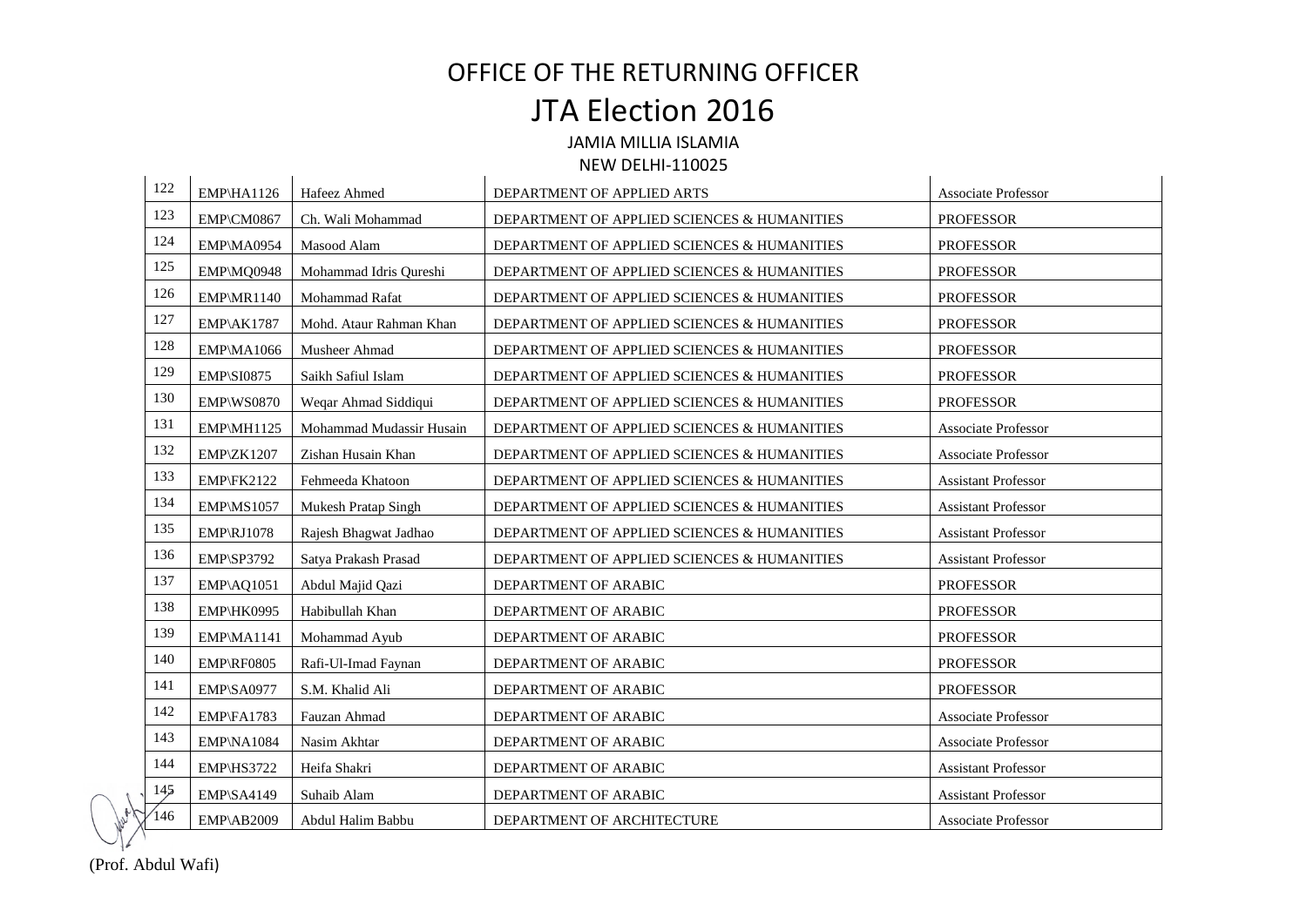# OFFICE OF THE RETURNING OFFICER

# JTA Election 2016

JAMIA MILLIA ISLAMIA

NEW DELHI-110025

| | | | | |
|---|---|---|---|---|
| 122 | EMP\HA1126 | Hafeez Ahmed | DEPARTMENT OF APPLIED ARTS | Associate Professor |
| 123 | EMP\CM0867 | Ch. Wali Mohammad | DEPARTMENT OF APPLIED SCIENCES & HUMANITIES | PROFESSOR |
| 124 | EMP\MA0954 | Masood Alam | DEPARTMENT OF APPLIED SCIENCES & HUMANITIES | PROFESSOR |
| 125 | EMP\MQ0948 | Mohammad Idris Qureshi | DEPARTMENT OF APPLIED SCIENCES & HUMANITIES | PROFESSOR |
| 126 | EMP\MR1140 | Mohammad Rafat | DEPARTMENT OF APPLIED SCIENCES & HUMANITIES | PROFESSOR |
| 127 | EMP\AK1787 | Mohd. Ataur Rahman Khan | DEPARTMENT OF APPLIED SCIENCES & HUMANITIES | PROFESSOR |
| 128 | EMP\MA1066 | Musheer Ahmad | DEPARTMENT OF APPLIED SCIENCES & HUMANITIES | PROFESSOR |
| 129 | EMP\SI0875 | Saikh Safiul Islam | DEPARTMENT OF APPLIED SCIENCES & HUMANITIES | PROFESSOR |
| 130 | EMP\WS0870 | Weqar Ahmad Siddiqui | DEPARTMENT OF APPLIED SCIENCES & HUMANITIES | PROFESSOR |
| 131 | EMP\MH1125 | Mohammad Mudassir Husain | DEPARTMENT OF APPLIED SCIENCES & HUMANITIES | Associate Professor |
| 132 | EMP\ZK1207 | Zishan Husain Khan | DEPARTMENT OF APPLIED SCIENCES & HUMANITIES | Associate Professor |
| 133 | EMP\FK2122 | Fehmeeda Khatoon | DEPARTMENT OF APPLIED SCIENCES & HUMANITIES | Assistant Professor |
| 134 | EMP\MS1057 | Mukesh Pratap Singh | DEPARTMENT OF APPLIED SCIENCES & HUMANITIES | Assistant Professor |
| 135 | EMP\RJ1078 | Rajesh Bhagwat Jadhao | DEPARTMENT OF APPLIED SCIENCES & HUMANITIES | Assistant Professor |
| 136 | EMP\SP3792 | Satya Prakash Prasad | DEPARTMENT OF APPLIED SCIENCES & HUMANITIES | Assistant Professor |
| 137 | EMP\AQ1051 | Abdul Majid Qazi | DEPARTMENT OF ARABIC | PROFESSOR |
| 138 | EMP\HK0995 | Habibullah Khan | DEPARTMENT OF ARABIC | PROFESSOR |
| 139 | EMP\MA1141 | Mohammad Ayub | DEPARTMENT OF ARABIC | PROFESSOR |
| 140 | EMP\RF0805 | Rafi-Ul-Imad Faynan | DEPARTMENT OF ARABIC | PROFESSOR |
| 141 | EMP\SA0977 | S.M. Khalid Ali | DEPARTMENT OF ARABIC | PROFESSOR |
| 142 | EMP\FA1783 | Fauzan Ahmad | DEPARTMENT OF ARABIC | Associate Professor |
| 143 | EMP\NA1084 | Nasim Akhtar | DEPARTMENT OF ARABIC | Associate Professor |
| 144 | EMP\HS3722 | Heifa Shakri | DEPARTMENT OF ARABIC | Assistant Professor |
| 145 | EMP\SA4149 | Suhaib Alam | DEPARTMENT OF ARABIC | Assistant Professor |
| 146 | EMP\AB2009 | Abdul Halim Babbu | DEPARTMENT OF ARCHITECTURE | Associate Professor |

(Prof. Abdul Wafi)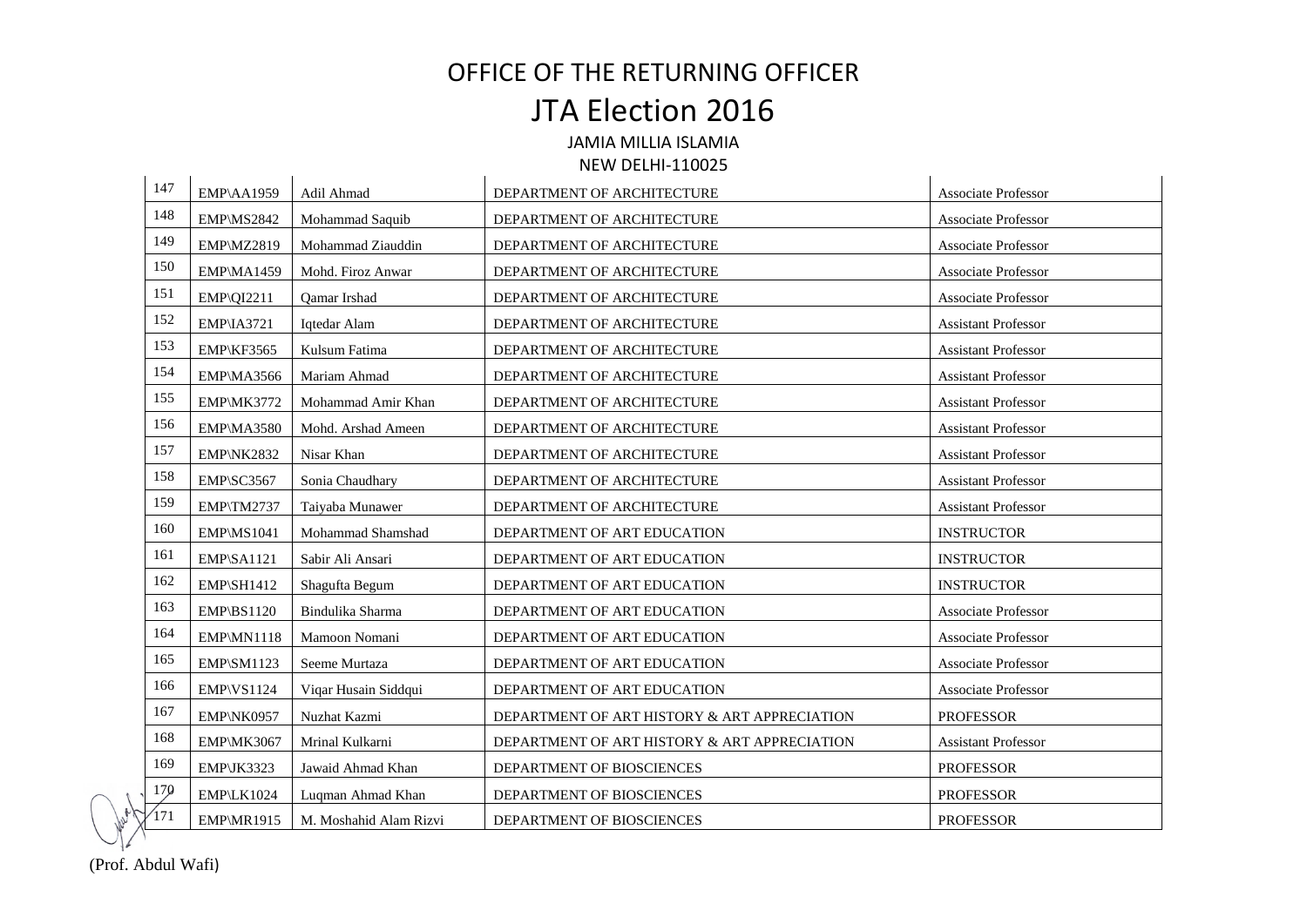# OFFICE OF THE RETURNING OFFICER

# JTA Election 2016

JAMIA MILLIA ISLAMIA

NEW DELHI-110025

| | | | | |
|---|---|---|---|---|
| 147 | EMP\AA1959 | Adil Ahmad | DEPARTMENT OF ARCHITECTURE | Associate Professor |
| 148 | EMP\MS2842 | Mohammad Saquib | DEPARTMENT OF ARCHITECTURE | Associate Professor |
| 149 | EMP\MZ2819 | Mohammad Ziauddin | DEPARTMENT OF ARCHITECTURE | Associate Professor |
| 150 | EMP\MA1459 | Mohd. Firoz Anwar | DEPARTMENT OF ARCHITECTURE | Associate Professor |
| 151 | EMP\QI2211 | Qamar Irshad | DEPARTMENT OF ARCHITECTURE | Associate Professor |
| 152 | EMP\IA3721 | Iqtedar Alam | DEPARTMENT OF ARCHITECTURE | Assistant Professor |
| 153 | EMP\KF3565 | Kulsum Fatima | DEPARTMENT OF ARCHITECTURE | Assistant Professor |
| 154 | EMP\MA3566 | Mariam Ahmad | DEPARTMENT OF ARCHITECTURE | Assistant Professor |
| 155 | EMP\MK3772 | Mohammad Amir Khan | DEPARTMENT OF ARCHITECTURE | Assistant Professor |
| 156 | EMP\MA3580 | Mohd. Arshad Ameen | DEPARTMENT OF ARCHITECTURE | Assistant Professor |
| 157 | EMP\NK2832 | Nisar Khan | DEPARTMENT OF ARCHITECTURE | Assistant Professor |
| 158 | EMP\SC3567 | Sonia Chaudhary | DEPARTMENT OF ARCHITECTURE | Assistant Professor |
| 159 | EMP\TM2737 | Taiyaba Munawer | DEPARTMENT OF ARCHITECTURE | Assistant Professor |
| 160 | EMP\MS1041 | Mohammad Shamshad | DEPARTMENT OF ART EDUCATION | INSTRUCTOR |
| 161 | EMP\SA1121 | Sabir Ali Ansari | DEPARTMENT OF ART EDUCATION | INSTRUCTOR |
| 162 | EMP\SH1412 | Shagufta Begum | DEPARTMENT OF ART EDUCATION | INSTRUCTOR |
| 163 | EMP\BS1120 | Bindulika Sharma | DEPARTMENT OF ART EDUCATION | Associate Professor |
| 164 | EMP\MN1118 | Mamoon Nomani | DEPARTMENT OF ART EDUCATION | Associate Professor |
| 165 | EMP\SM1123 | Seeme Murtaza | DEPARTMENT OF ART EDUCATION | Associate Professor |
| 166 | EMP\VS1124 | Viqar Husain Siddqui | DEPARTMENT OF ART EDUCATION | Associate Professor |
| 167 | EMP\NK0957 | Nuzhat Kazmi | DEPARTMENT OF ART HISTORY & ART APPRECIATION | PROFESSOR |
| 168 | EMP\MK3067 | Mrinal Kulkarni | DEPARTMENT OF ART HISTORY & ART APPRECIATION | Assistant Professor |
| 169 | EMP\JK3323 | Jawaid Ahmad Khan | DEPARTMENT OF BIOSCIENCES | PROFESSOR |
| 170 | EMP\LK1024 | Luqman Ahmad Khan | DEPARTMENT OF BIOSCIENCES | PROFESSOR |
| 171 | EMP\MR1915 | M. Moshahid Alam Rizvi | DEPARTMENT OF BIOSCIENCES | PROFESSOR |

(Prof. Abdul Wafi)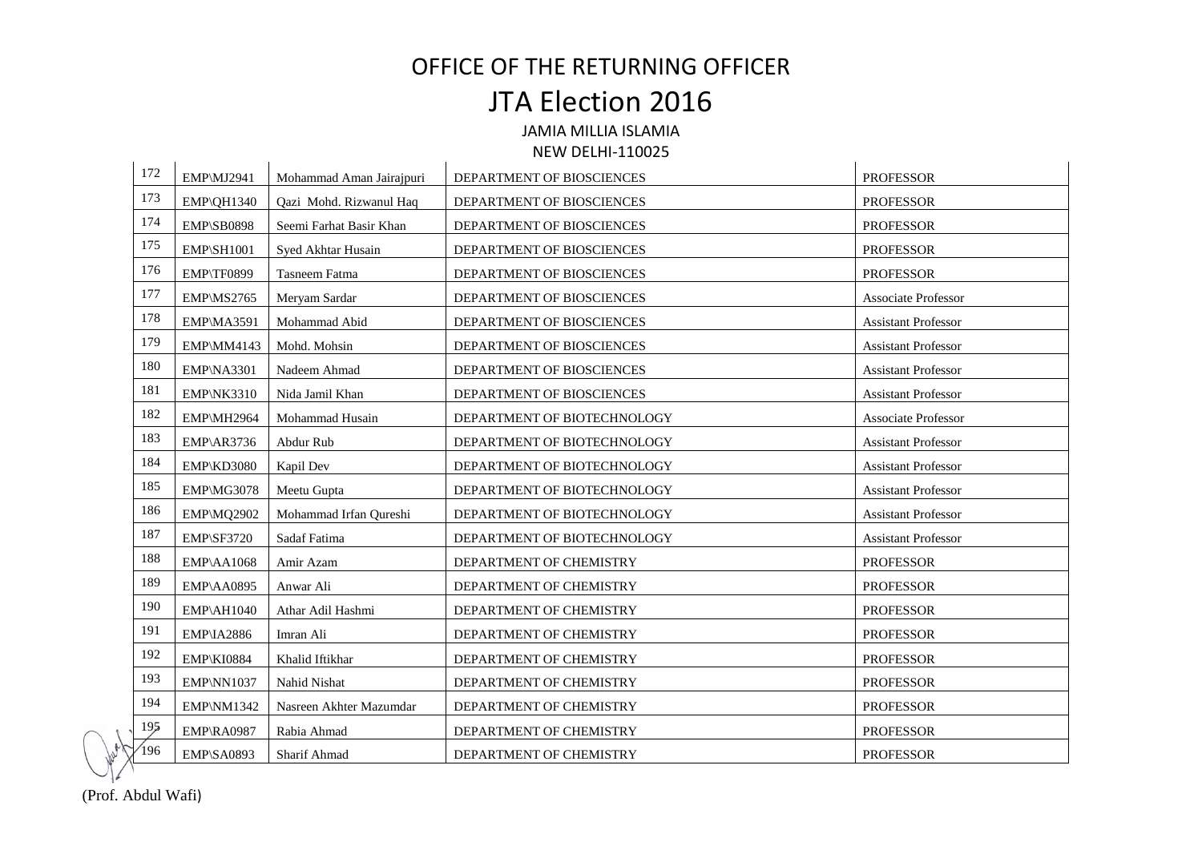# OFFICE OF THE RETURNING OFFICER

## JTA Election 2016

JAMIA MILLIA ISLAMIA

NEW DELHI-110025

| | | | | |
|---|---|---|---|---|
| 172 | EMP\MJ2941 | Mohammad Aman Jairajpuri | DEPARTMENT OF BIOSCIENCES | PROFESSOR |
| 173 | EMP\QH1340 | Qazi Mohd. Rizwanul Haq | DEPARTMENT OF BIOSCIENCES | PROFESSOR |
| 174 | EMP\SB0898 | Seemi Farhat Basir Khan | DEPARTMENT OF BIOSCIENCES | PROFESSOR |
| 175 | EMP\SH1001 | Syed Akhtar Husain | DEPARTMENT OF BIOSCIENCES | PROFESSOR |
| 176 | EMP\TF0899 | Tasneem Fatma | DEPARTMENT OF BIOSCIENCES | PROFESSOR |
| 177 | EMP\MS2765 | Meryam Sardar | DEPARTMENT OF BIOSCIENCES | Associate Professor |
| 178 | EMP\MA3591 | Mohammad Abid | DEPARTMENT OF BIOSCIENCES | Assistant Professor |
| 179 | EMP\MM4143 | Mohd. Mohsin | DEPARTMENT OF BIOSCIENCES | Assistant Professor |
| 180 | EMP\NA3301 | Nadeem Ahmad | DEPARTMENT OF BIOSCIENCES | Assistant Professor |
| 181 | EMP\NK3310 | Nida Jamil Khan | DEPARTMENT OF BIOSCIENCES | Assistant Professor |
| 182 | EMP\MH2964 | Mohammad Husain | DEPARTMENT OF BIOTECHNOLOGY | Associate Professor |
| 183 | EMP\AR3736 | Abdur Rub | DEPARTMENT OF BIOTECHNOLOGY | Assistant Professor |
| 184 | EMP\KD3080 | Kapil Dev | DEPARTMENT OF BIOTECHNOLOGY | Assistant Professor |
| 185 | EMP\MG3078 | Meetu Gupta | DEPARTMENT OF BIOTECHNOLOGY | Assistant Professor |
| 186 | EMP\MQ2902 | Mohammad Irfan Qureshi | DEPARTMENT OF BIOTECHNOLOGY | Assistant Professor |
| 187 | EMP\SF3720 | Sadaf Fatima | DEPARTMENT OF BIOTECHNOLOGY | Assistant Professor |
| 188 | EMP\AA1068 | Amir Azam | DEPARTMENT OF CHEMISTRY | PROFESSOR |
| 189 | EMP\AA0895 | Anwar Ali | DEPARTMENT OF CHEMISTRY | PROFESSOR |
| 190 | EMP\AH1040 | Athar Adil Hashmi | DEPARTMENT OF CHEMISTRY | PROFESSOR |
| 191 | EMP\IA2886 | Imran Ali | DEPARTMENT OF CHEMISTRY | PROFESSOR |
| 192 | EMP\KI0884 | Khalid Iftikhar | DEPARTMENT OF CHEMISTRY | PROFESSOR |
| 193 | EMP\NN1037 | Nahid Nishat | DEPARTMENT OF CHEMISTRY | PROFESSOR |
| 194 | EMP\NM1342 | Nasreen Akhter Mazumdar | DEPARTMENT OF CHEMISTRY | PROFESSOR |
| 195 | EMP\RA0987 | Rabia Ahmad | DEPARTMENT OF CHEMISTRY | PROFESSOR |
| 196 | EMP\SA0893 | Sharif Ahmad | DEPARTMENT OF CHEMISTRY | PROFESSOR |

(Prof. Abdul Wafi)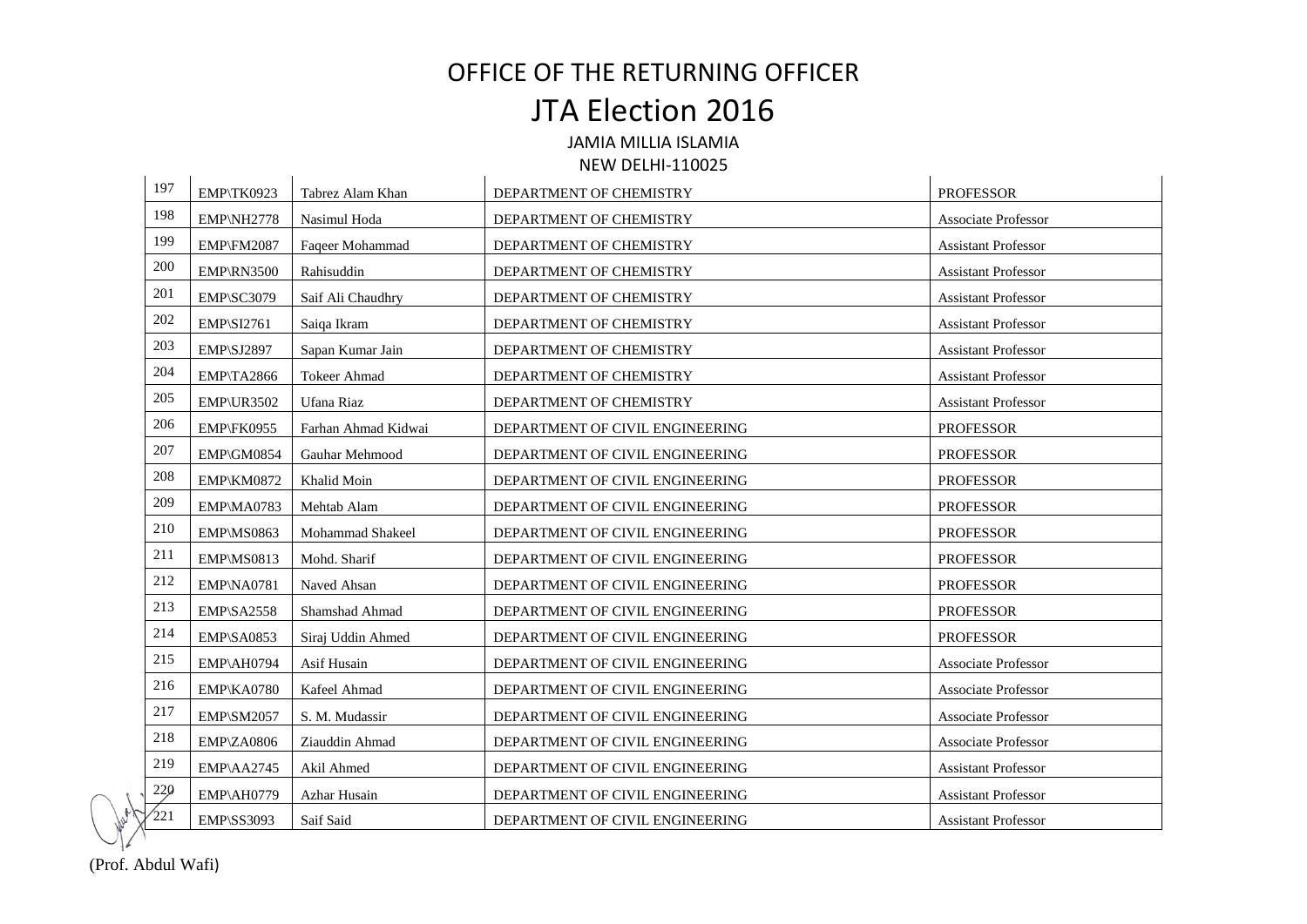# OFFICE OF THE RETURNING OFFICER

# JTA Election 2016

JAMIA MILLIA ISLAMIA

NEW DELHI-110025

| | | | | |
|---|---|---|---|---|
| 197 | EMP\TK0923 | Tabrez Alam Khan | DEPARTMENT OF CHEMISTRY | PROFESSOR |
| 198 | EMP\NH2778 | Nasimul Hoda | DEPARTMENT OF CHEMISTRY | Associate Professor |
| 199 | EMP\FM2087 | Faqeer Mohammad | DEPARTMENT OF CHEMISTRY | Assistant Professor |
| 200 | EMP\RN3500 | Rahisuddin | DEPARTMENT OF CHEMISTRY | Assistant Professor |
| 201 | EMP\SC3079 | Saif Ali Chaudhry | DEPARTMENT OF CHEMISTRY | Assistant Professor |
| 202 | EMP\SI2761 | Saiqa Ikram | DEPARTMENT OF CHEMISTRY | Assistant Professor |
| 203 | EMP\SJ2897 | Sapan Kumar Jain | DEPARTMENT OF CHEMISTRY | Assistant Professor |
| 204 | EMP\TA2866 | Tokeer Ahmad | DEPARTMENT OF CHEMISTRY | Assistant Professor |
| 205 | EMP\UR3502 | Ufana Riaz | DEPARTMENT OF CHEMISTRY | Assistant Professor |
| 206 | EMP\FK0955 | Farhan Ahmad Kidwai | DEPARTMENT OF CIVIL ENGINEERING | PROFESSOR |
| 207 | EMP\GM0854 | Gauhar Mehmood | DEPARTMENT OF CIVIL ENGINEERING | PROFESSOR |
| 208 | EMP\KM0872 | Khalid Moin | DEPARTMENT OF CIVIL ENGINEERING | PROFESSOR |
| 209 | EMP\MA0783 | Mehtab Alam | DEPARTMENT OF CIVIL ENGINEERING | PROFESSOR |
| 210 | EMP\MS0863 | Mohammad Shakeel | DEPARTMENT OF CIVIL ENGINEERING | PROFESSOR |
| 211 | EMP\MS0813 | Mohd. Sharif | DEPARTMENT OF CIVIL ENGINEERING | PROFESSOR |
| 212 | EMP\NA0781 | Naved Ahsan | DEPARTMENT OF CIVIL ENGINEERING | PROFESSOR |
| 213 | EMP\SA2558 | Shamshad Ahmad | DEPARTMENT OF CIVIL ENGINEERING | PROFESSOR |
| 214 | EMP\SA0853 | Siraj Uddin Ahmed | DEPARTMENT OF CIVIL ENGINEERING | PROFESSOR |
| 215 | EMP\AH0794 | Asif Husain | DEPARTMENT OF CIVIL ENGINEERING | Associate Professor |
| 216 | EMP\KA0780 | Kafeel Ahmad | DEPARTMENT OF CIVIL ENGINEERING | Associate Professor |
| 217 | EMP\SM2057 | S. M. Mudassir | DEPARTMENT OF CIVIL ENGINEERING | Associate Professor |
| 218 | EMP\ZA0806 | Ziauddin Ahmad | DEPARTMENT OF CIVIL ENGINEERING | Associate Professor |
| 219 | EMP\AA2745 | Akil Ahmed | DEPARTMENT OF CIVIL ENGINEERING | Assistant Professor |
| 220 | EMP\AH0779 | Azhar Husain | DEPARTMENT OF CIVIL ENGINEERING | Assistant Professor |
| 221 | EMP\SS3093 | Saif Said | DEPARTMENT OF CIVIL ENGINEERING | Assistant Professor |

(Prof. Abdul Wafi)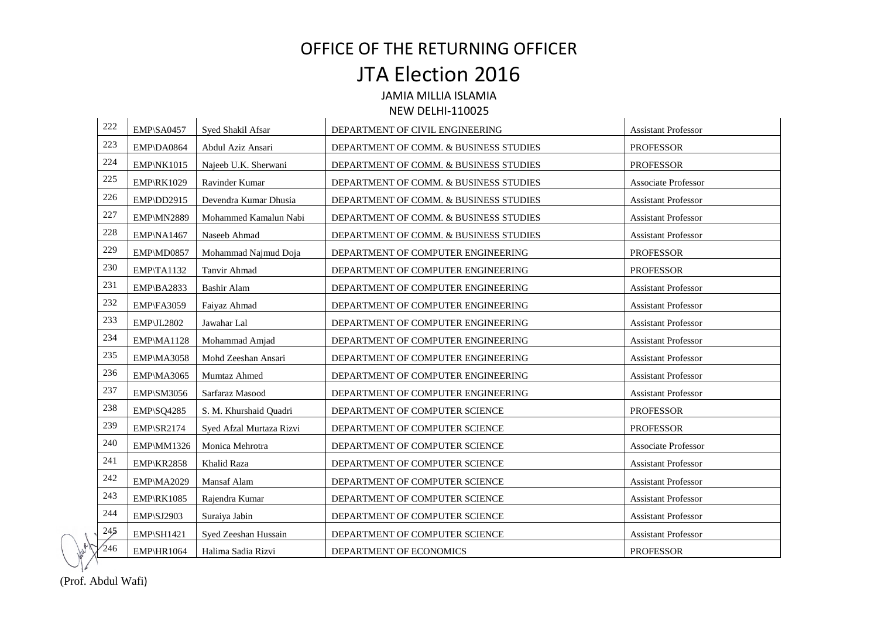# OFFICE OF THE RETURNING OFFICER

## JTA Election 2016

JAMIA MILLIA ISLAMIA

NEW DELHI-110025

| | | | | |
|---|---|---|---|---|
| 222 | EMP\SA0457 | Syed Shakil Afsar | DEPARTMENT OF CIVIL ENGINEERING | Assistant Professor |
| 223 | EMP\DA0864 | Abdul Aziz Ansari | DEPARTMENT OF COMM. & BUSINESS STUDIES | PROFESSOR |
| 224 | EMP\NK1015 | Najeeb U.K. Sherwani | DEPARTMENT OF COMM. & BUSINESS STUDIES | PROFESSOR |
| 225 | EMP\RK1029 | Ravinder Kumar | DEPARTMENT OF COMM. & BUSINESS STUDIES | Associate Professor |
| 226 | EMP\DD2915 | Devendra Kumar Dhusia | DEPARTMENT OF COMM. & BUSINESS STUDIES | Assistant Professor |
| 227 | EMP\MN2889 | Mohammed Kamalun Nabi | DEPARTMENT OF COMM. & BUSINESS STUDIES | Assistant Professor |
| 228 | EMP\NA1467 | Naseeb Ahmad | DEPARTMENT OF COMM. & BUSINESS STUDIES | Assistant Professor |
| 229 | EMP\MD0857 | Mohammad Najmud Doja | DEPARTMENT OF COMPUTER ENGINEERING | PROFESSOR |
| 230 | EMP\TA1132 | Tanvir Ahmad | DEPARTMENT OF COMPUTER ENGINEERING | PROFESSOR |
| 231 | EMP\BA2833 | Bashir Alam | DEPARTMENT OF COMPUTER ENGINEERING | Assistant Professor |
| 232 | EMP\FA3059 | Faiyaz Ahmad | DEPARTMENT OF COMPUTER ENGINEERING | Assistant Professor |
| 233 | EMP\JL2802 | Jawahar Lal | DEPARTMENT OF COMPUTER ENGINEERING | Assistant Professor |
| 234 | EMP\MA1128 | Mohammad Amjad | DEPARTMENT OF COMPUTER ENGINEERING | Assistant Professor |
| 235 | EMP\MA3058 | Mohd Zeeshan Ansari | DEPARTMENT OF COMPUTER ENGINEERING | Assistant Professor |
| 236 | EMP\MA3065 | Mumtaz Ahmed | DEPARTMENT OF COMPUTER ENGINEERING | Assistant Professor |
| 237 | EMP\SM3056 | Sarfaraz Masood | DEPARTMENT OF COMPUTER ENGINEERING | Assistant Professor |
| 238 | EMP\SQ4285 | S. M. Khurshaid Quadri | DEPARTMENT OF COMPUTER SCIENCE | PROFESSOR |
| 239 | EMP\SR2174 | Syed Afzal Murtaza Rizvi | DEPARTMENT OF COMPUTER SCIENCE | PROFESSOR |
| 240 | EMP\MM1326 | Monica Mehrotra | DEPARTMENT OF COMPUTER SCIENCE | Associate Professor |
| 241 | EMP\KR2858 | Khalid Raza | DEPARTMENT OF COMPUTER SCIENCE | Assistant Professor |
| 242 | EMP\MA2029 | Mansaf Alam | DEPARTMENT OF COMPUTER SCIENCE | Assistant Professor |
| 243 | EMP\RK1085 | Rajendra Kumar | DEPARTMENT OF COMPUTER SCIENCE | Assistant Professor |
| 244 | EMP\SJ2903 | Suraiya Jabin | DEPARTMENT OF COMPUTER SCIENCE | Assistant Professor |
| 245 | EMP\SH1421 | Syed Zeeshan Hussain | DEPARTMENT OF COMPUTER SCIENCE | Assistant Professor |
| 246 | EMP\HR1064 | Halima Sadia Rizvi | DEPARTMENT OF ECONOMICS | PROFESSOR |

(Prof. Abdul Wafi)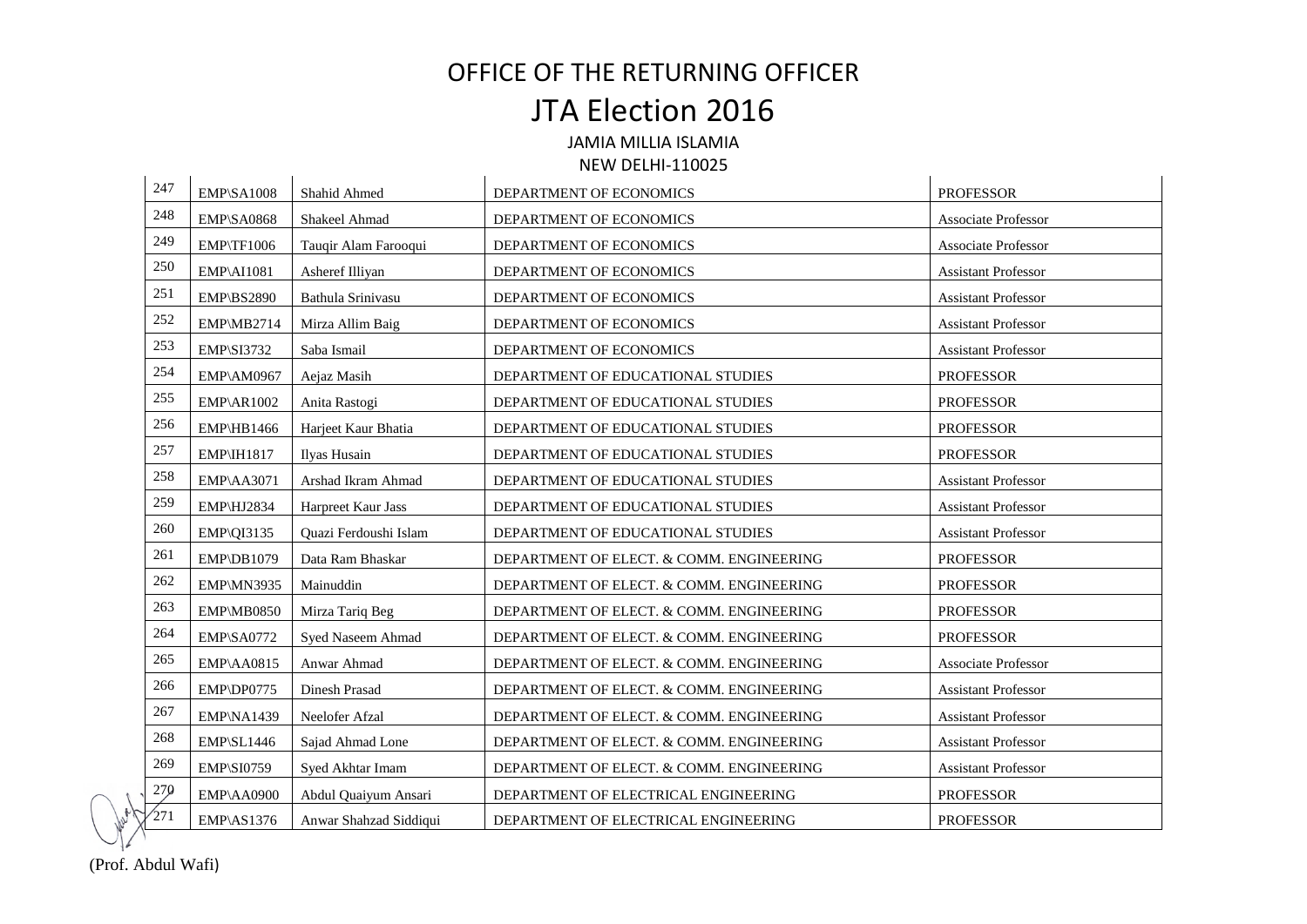# OFFICE OF THE RETURNING OFFICER

# JTA Election 2016

JAMIA MILLIA ISLAMIA

NEW DELHI-110025

| | | | | |
|---|---|---|---|---|
| 247 | EMP\SA1008 | Shahid Ahmed | DEPARTMENT OF ECONOMICS | PROFESSOR |
| 248 | EMP\SA0868 | Shakeel Ahmad | DEPARTMENT OF ECONOMICS | Associate Professor |
| 249 | EMP\TF1006 | Tauqir Alam Farooqui | DEPARTMENT OF ECONOMICS | Associate Professor |
| 250 | EMP\AI1081 | Asheref Illiyan | DEPARTMENT OF ECONOMICS | Assistant Professor |
| 251 | EMP\BS2890 | Bathula Srinivasu | DEPARTMENT OF ECONOMICS | Assistant Professor |
| 252 | EMP\MB2714 | Mirza Allim Baig | DEPARTMENT OF ECONOMICS | Assistant Professor |
| 253 | EMP\SI3732 | Saba Ismail | DEPARTMENT OF ECONOMICS | Assistant Professor |
| 254 | EMP\AM0967 | Aejaz Masih | DEPARTMENT OF EDUCATIONAL STUDIES | PROFESSOR |
| 255 | EMP\AR1002 | Anita Rastogi | DEPARTMENT OF EDUCATIONAL STUDIES | PROFESSOR |
| 256 | EMP\HB1466 | Harjeet Kaur Bhatia | DEPARTMENT OF EDUCATIONAL STUDIES | PROFESSOR |
| 257 | EMP\IH1817 | Ilyas Husain | DEPARTMENT OF EDUCATIONAL STUDIES | PROFESSOR |
| 258 | EMP\AA3071 | Arshad Ikram Ahmad | DEPARTMENT OF EDUCATIONAL STUDIES | Assistant Professor |
| 259 | EMP\HJ2834 | Harpreet Kaur Jass | DEPARTMENT OF EDUCATIONAL STUDIES | Assistant Professor |
| 260 | EMP\QI3135 | Quazi Ferdoushi Islam | DEPARTMENT OF EDUCATIONAL STUDIES | Assistant Professor |
| 261 | EMP\DB1079 | Data Ram Bhaskar | DEPARTMENT OF ELECT. & COMM. ENGINEERING | PROFESSOR |
| 262 | EMP\MN3935 | Mainuddin | DEPARTMENT OF ELECT. & COMM. ENGINEERING | PROFESSOR |
| 263 | EMP\MB0850 | Mirza Tariq Beg | DEPARTMENT OF ELECT. & COMM. ENGINEERING | PROFESSOR |
| 264 | EMP\SA0772 | Syed Naseem Ahmad | DEPARTMENT OF ELECT. & COMM. ENGINEERING | PROFESSOR |
| 265 | EMP\AA0815 | Anwar Ahmad | DEPARTMENT OF ELECT. & COMM. ENGINEERING | Associate Professor |
| 266 | EMP\DP0775 | Dinesh Prasad | DEPARTMENT OF ELECT. & COMM. ENGINEERING | Assistant Professor |
| 267 | EMP\NA1439 | Neelofer Afzal | DEPARTMENT OF ELECT. & COMM. ENGINEERING | Assistant Professor |
| 268 | EMP\SL1446 | Sajad Ahmad Lone | DEPARTMENT OF ELECT. & COMM. ENGINEERING | Assistant Professor |
| 269 | EMP\SI0759 | Syed Akhtar Imam | DEPARTMENT OF ELECT. & COMM. ENGINEERING | Assistant Professor |
| 270 | EMP\AA0900 | Abdul Quaiyum Ansari | DEPARTMENT OF ELECTRICAL ENGINEERING | PROFESSOR |
| 271 | EMP\AS1376 | Anwar Shahzad Siddiqui | DEPARTMENT OF ELECTRICAL ENGINEERING | PROFESSOR |

(Prof. Abdul Wafi)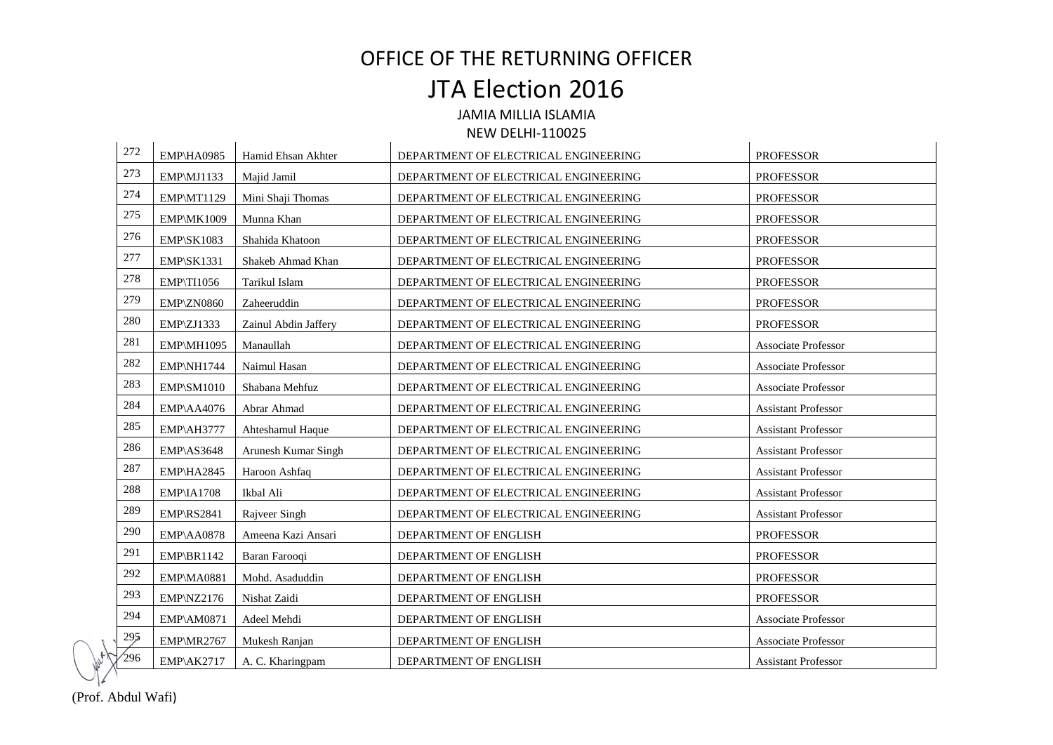# OFFICE OF THE RETURNING OFFICER

## JTA Election 2016

JAMIA MILLIA ISLAMIA

NEW DELHI-110025

| | | | | |
|---|---|---|---|---|
| 272 | EMP\HA0985 | Hamid Ehsan Akhter | DEPARTMENT OF ELECTRICAL ENGINEERING | PROFESSOR |
| 273 | EMP\MJ1133 | Majid Jamil | DEPARTMENT OF ELECTRICAL ENGINEERING | PROFESSOR |
| 274 | EMP\MT1129 | Mini Shaji Thomas | DEPARTMENT OF ELECTRICAL ENGINEERING | PROFESSOR |
| 275 | EMP\MK1009 | Munna Khan | DEPARTMENT OF ELECTRICAL ENGINEERING | PROFESSOR |
| 276 | EMP\SK1083 | Shahida Khatoon | DEPARTMENT OF ELECTRICAL ENGINEERING | PROFESSOR |
| 277 | EMP\SK1331 | Shakeb Ahmad Khan | DEPARTMENT OF ELECTRICAL ENGINEERING | PROFESSOR |
| 278 | EMP\TI1056 | Tarikul Islam | DEPARTMENT OF ELECTRICAL ENGINEERING | PROFESSOR |
| 279 | EMP\ZN0860 | Zaheeruddin | DEPARTMENT OF ELECTRICAL ENGINEERING | PROFESSOR |
| 280 | EMP\ZJ1333 | Zainul Abdin Jaffery | DEPARTMENT OF ELECTRICAL ENGINEERING | PROFESSOR |
| 281 | EMP\MH1095 | Manaullah | DEPARTMENT OF ELECTRICAL ENGINEERING | Associate Professor |
| 282 | EMP\NH1744 | Naimul Hasan | DEPARTMENT OF ELECTRICAL ENGINEERING | Associate Professor |
| 283 | EMP\SM1010 | Shabana Mehfuz | DEPARTMENT OF ELECTRICAL ENGINEERING | Associate Professor |
| 284 | EMP\AA4076 | Abrar Ahmad | DEPARTMENT OF ELECTRICAL ENGINEERING | Assistant Professor |
| 285 | EMP\AH3777 | Ahteshamul Haque | DEPARTMENT OF ELECTRICAL ENGINEERING | Assistant Professor |
| 286 | EMP\AS3648 | Arunesh Kumar Singh | DEPARTMENT OF ELECTRICAL ENGINEERING | Assistant Professor |
| 287 | EMP\HA2845 | Haroon Ashfaq | DEPARTMENT OF ELECTRICAL ENGINEERING | Assistant Professor |
| 288 | EMP\IA1708 | Ikbal Ali | DEPARTMENT OF ELECTRICAL ENGINEERING | Assistant Professor |
| 289 | EMP\RS2841 | Rajveer Singh | DEPARTMENT OF ELECTRICAL ENGINEERING | Assistant Professor |
| 290 | EMP\AA0878 | Ameena Kazi Ansari | DEPARTMENT OF ENGLISH | PROFESSOR |
| 291 | EMP\BR1142 | Baran Farooqi | DEPARTMENT OF ENGLISH | PROFESSOR |
| 292 | EMP\MA0881 | Mohd. Asaduddin | DEPARTMENT OF ENGLISH | PROFESSOR |
| 293 | EMP\NZ2176 | Nishat Zaidi | DEPARTMENT OF ENGLISH | PROFESSOR |
| 294 | EMP\AM0871 | Adeel Mehdi | DEPARTMENT OF ENGLISH | Associate Professor |
| 295 | EMP\MR2767 | Mukesh Ranjan | DEPARTMENT OF ENGLISH | Associate Professor |
| 296 | EMP\AK2717 | A. C. Kharingpam | DEPARTMENT OF ENGLISH | Assistant Professor |

(Prof. Abdul Wafi)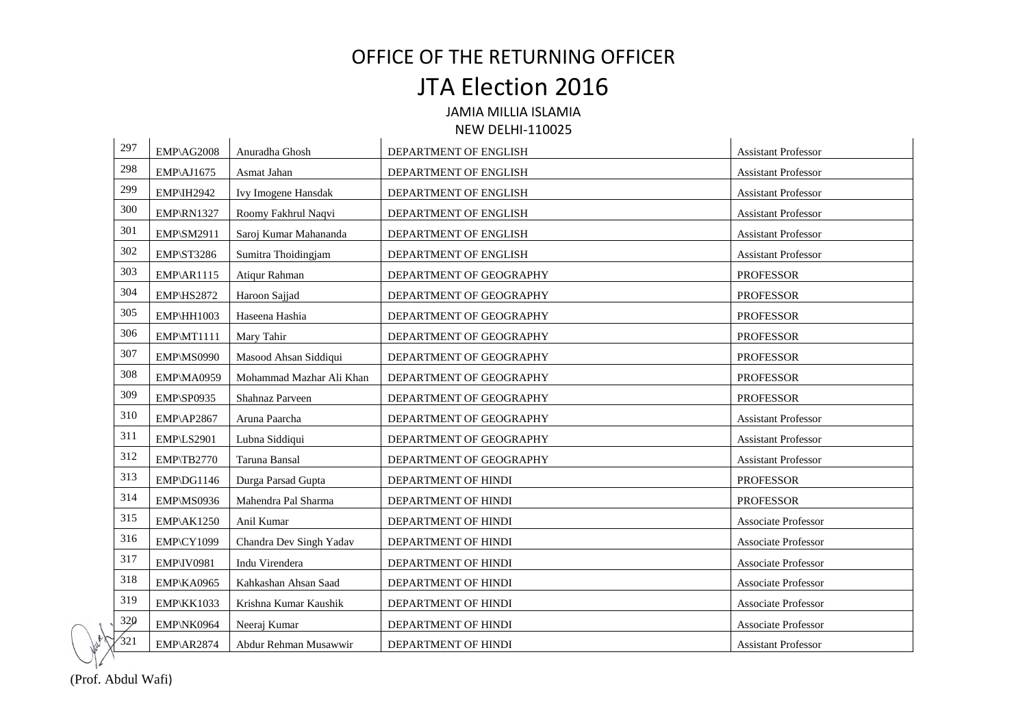# OFFICE OF THE RETURNING OFFICER

# JTA Election 2016

JAMIA MILLIA ISLAMIA

NEW DELHI-110025

| | | | | |
|---|---|---|---|---|
| 297 | EMP\AG2008 | Anuradha Ghosh | DEPARTMENT OF ENGLISH | Assistant Professor |
| 298 | EMP\AJ1675 | Asmat Jahan | DEPARTMENT OF ENGLISH | Assistant Professor |
| 299 | EMP\IH2942 | Ivy Imogene Hansdak | DEPARTMENT OF ENGLISH | Assistant Professor |
| 300 | EMP\RN1327 | Roomy Fakhrul Naqvi | DEPARTMENT OF ENGLISH | Assistant Professor |
| 301 | EMP\SM2911 | Saroj Kumar Mahananda | DEPARTMENT OF ENGLISH | Assistant Professor |
| 302 | EMP\ST3286 | Sumitra Thoidingjam | DEPARTMENT OF ENGLISH | Assistant Professor |
| 303 | EMP\AR1115 | Atiqur Rahman | DEPARTMENT OF GEOGRAPHY | PROFESSOR |
| 304 | EMP\HS2872 | Haroon Sajjad | DEPARTMENT OF GEOGRAPHY | PROFESSOR |
| 305 | EMP\HH1003 | Haseena Hashia | DEPARTMENT OF GEOGRAPHY | PROFESSOR |
| 306 | EMP\MT1111 | Mary Tahir | DEPARTMENT OF GEOGRAPHY | PROFESSOR |
| 307 | EMP\MS0990 | Masood Ahsan Siddiqui | DEPARTMENT OF GEOGRAPHY | PROFESSOR |
| 308 | EMP\MA0959 | Mohammad Mazhar Ali Khan | DEPARTMENT OF GEOGRAPHY | PROFESSOR |
| 309 | EMP\SP0935 | Shahnaz Parveen | DEPARTMENT OF GEOGRAPHY | PROFESSOR |
| 310 | EMP\AP2867 | Aruna Paarcha | DEPARTMENT OF GEOGRAPHY | Assistant Professor |
| 311 | EMP\LS2901 | Lubna Siddiqui | DEPARTMENT OF GEOGRAPHY | Assistant Professor |
| 312 | EMP\TB2770 | Taruna Bansal | DEPARTMENT OF GEOGRAPHY | Assistant Professor |
| 313 | EMP\DG1146 | Durga Parsad Gupta | DEPARTMENT OF HINDI | PROFESSOR |
| 314 | EMP\MS0936 | Mahendra Pal Sharma | DEPARTMENT OF HINDI | PROFESSOR |
| 315 | EMP\AK1250 | Anil Kumar | DEPARTMENT OF HINDI | Associate Professor |
| 316 | EMP\CY1099 | Chandra Dev Singh Yadav | DEPARTMENT OF HINDI | Associate Professor |
| 317 | EMP\IV0981 | Indu Virendera | DEPARTMENT OF HINDI | Associate Professor |
| 318 | EMP\KA0965 | Kahkashan Ahsan Saad | DEPARTMENT OF HINDI | Associate Professor |
| 319 | EMP\KK1033 | Krishna Kumar Kaushik | DEPARTMENT OF HINDI | Associate Professor |
| 320 | EMP\NK0964 | Neeraj Kumar | DEPARTMENT OF HINDI | Associate Professor |
| 321 | EMP\AR2874 | Abdur Rehman Musawwir | DEPARTMENT OF HINDI | Assistant Professor |

(Prof. Abdul Wafi)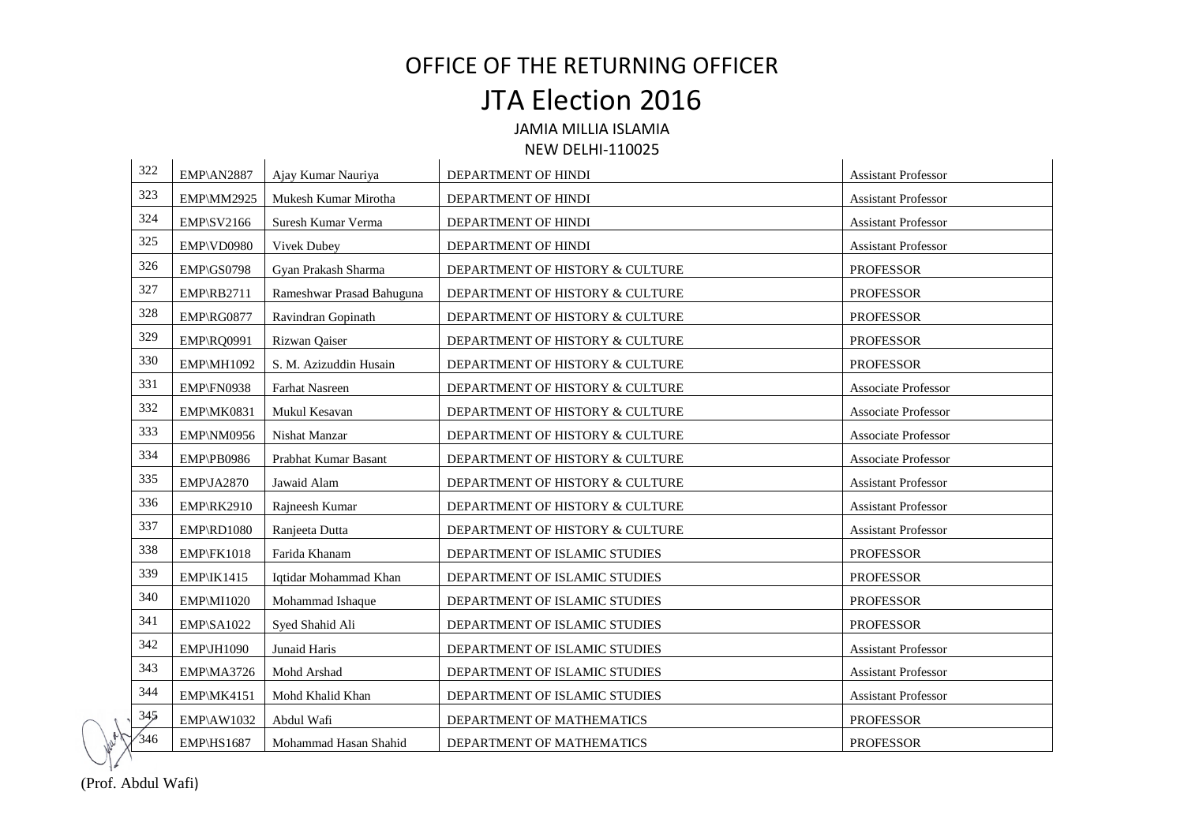# OFFICE OF THE RETURNING OFFICER

# JTA Election 2016

JAMIA MILLIA ISLAMIA

NEW DELHI-110025

| | | | | |
|---|---|---|---|---|
| 322 | EMP\AN2887 | Ajay Kumar Nauriya | DEPARTMENT OF HINDI | Assistant Professor |
| 323 | EMP\MM2925 | Mukesh Kumar Mirotha | DEPARTMENT OF HINDI | Assistant Professor |
| 324 | EMP\SV2166 | Suresh Kumar Verma | DEPARTMENT OF HINDI | Assistant Professor |
| 325 | EMP\VD0980 | Vivek Dubey | DEPARTMENT OF HINDI | Assistant Professor |
| 326 | EMP\GS0798 | Gyan Prakash Sharma | DEPARTMENT OF HISTORY & CULTURE | PROFESSOR |
| 327 | EMP\RB2711 | Rameshwar Prasad Bahuguna | DEPARTMENT OF HISTORY & CULTURE | PROFESSOR |
| 328 | EMP\RG0877 | Ravindran Gopinath | DEPARTMENT OF HISTORY & CULTURE | PROFESSOR |
| 329 | EMP\RQ0991 | Rizwan Qaiser | DEPARTMENT OF HISTORY & CULTURE | PROFESSOR |
| 330 | EMP\MH1092 | S. M. Azizuddin Husain | DEPARTMENT OF HISTORY & CULTURE | PROFESSOR |
| 331 | EMP\FN0938 | Farhat Nasreen | DEPARTMENT OF HISTORY & CULTURE | Associate Professor |
| 332 | EMP\MK0831 | Mukul Kesavan | DEPARTMENT OF HISTORY & CULTURE | Associate Professor |
| 333 | EMP\NM0956 | Nishat Manzar | DEPARTMENT OF HISTORY & CULTURE | Associate Professor |
| 334 | EMP\PB0986 | Prabhat Kumar Basant | DEPARTMENT OF HISTORY & CULTURE | Associate Professor |
| 335 | EMP\JA2870 | Jawaid Alam | DEPARTMENT OF HISTORY & CULTURE | Assistant Professor |
| 336 | EMP\RK2910 | Rajneesh Kumar | DEPARTMENT OF HISTORY & CULTURE | Assistant Professor |
| 337 | EMP\RD1080 | Ranjeeta Dutta | DEPARTMENT OF HISTORY & CULTURE | Assistant Professor |
| 338 | EMP\FK1018 | Farida Khanam | DEPARTMENT OF ISLAMIC STUDIES | PROFESSOR |
| 339 | EMP\IK1415 | Iqtidar Mohammad Khan | DEPARTMENT OF ISLAMIC STUDIES | PROFESSOR |
| 340 | EMP\MI1020 | Mohammad Ishaque | DEPARTMENT OF ISLAMIC STUDIES | PROFESSOR |
| 341 | EMP\SA1022 | Syed Shahid Ali | DEPARTMENT OF ISLAMIC STUDIES | PROFESSOR |
| 342 | EMP\JH1090 | Junaid Haris | DEPARTMENT OF ISLAMIC STUDIES | Assistant Professor |
| 343 | EMP\MA3726 | Mohd Arshad | DEPARTMENT OF ISLAMIC STUDIES | Assistant Professor |
| 344 | EMP\MK4151 | Mohd Khalid Khan | DEPARTMENT OF ISLAMIC STUDIES | Assistant Professor |
| 345 | EMP\AW1032 | Abdul Wafi | DEPARTMENT OF MATHEMATICS | PROFESSOR |
| 346 | EMP\HS1687 | Mohammad Hasan Shahid | DEPARTMENT OF MATHEMATICS | PROFESSOR |

(Prof. Abdul Wafi)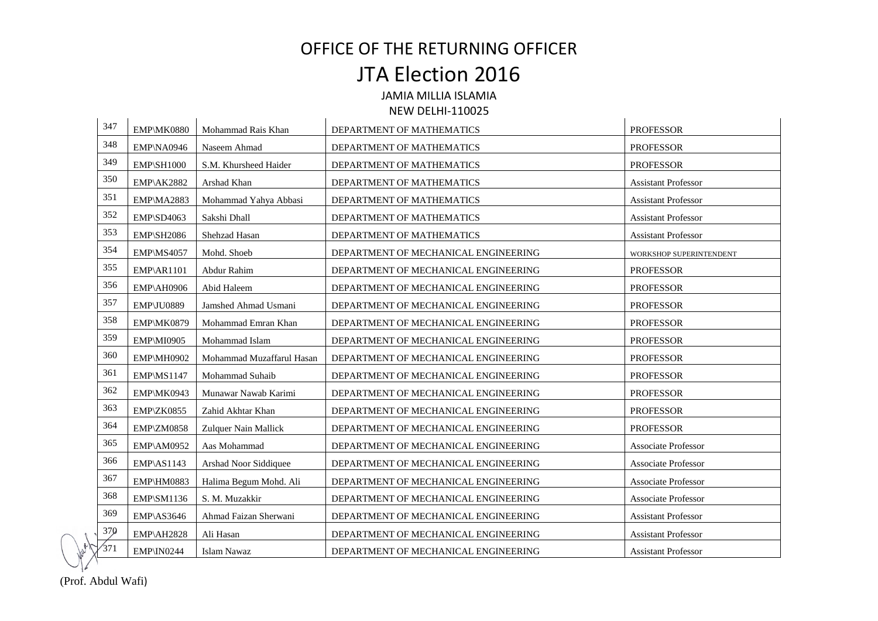# OFFICE OF THE RETURNING OFFICER

## JTA Election 2016

JAMIA MILLIA ISLAMIA

NEW DELHI-110025

| | | | | |
|---|---|---|---|---|
| 347 | EMP\MK0880 | Mohammad Rais Khan | DEPARTMENT OF MATHEMATICS | PROFESSOR |
| 348 | EMP\NA0946 | Naseem Ahmad | DEPARTMENT OF MATHEMATICS | PROFESSOR |
| 349 | EMP\SH1000 | S.M. Khursheed Haider | DEPARTMENT OF MATHEMATICS | PROFESSOR |
| 350 | EMP\AK2882 | Arshad Khan | DEPARTMENT OF MATHEMATICS | Assistant Professor |
| 351 | EMP\MA2883 | Mohammad Yahya Abbasi | DEPARTMENT OF MATHEMATICS | Assistant Professor |
| 352 | EMP\SD4063 | Sakshi Dhall | DEPARTMENT OF MATHEMATICS | Assistant Professor |
| 353 | EMP\SH2086 | Shehzad Hasan | DEPARTMENT OF MATHEMATICS | Assistant Professor |
| 354 | EMP\MS4057 | Mohd. Shoeb | DEPARTMENT OF MECHANICAL ENGINEERING | WORKSHOP SUPERINTENDENT |
| 355 | EMP\AR1101 | Abdur Rahim | DEPARTMENT OF MECHANICAL ENGINEERING | PROFESSOR |
| 356 | EMP\AH0906 | Abid Haleem | DEPARTMENT OF MECHANICAL ENGINEERING | PROFESSOR |
| 357 | EMP\JU0889 | Jamshed Ahmad Usmani | DEPARTMENT OF MECHANICAL ENGINEERING | PROFESSOR |
| 358 | EMP\MK0879 | Mohammad Emran Khan | DEPARTMENT OF MECHANICAL ENGINEERING | PROFESSOR |
| 359 | EMP\MI0905 | Mohammad Islam | DEPARTMENT OF MECHANICAL ENGINEERING | PROFESSOR |
| 360 | EMP\MH0902 | Mohammad Muzaffarul Hasan | DEPARTMENT OF MECHANICAL ENGINEERING | PROFESSOR |
| 361 | EMP\MS1147 | Mohammad Suhaib | DEPARTMENT OF MECHANICAL ENGINEERING | PROFESSOR |
| 362 | EMP\MK0943 | Munawar Nawab Karimi | DEPARTMENT OF MECHANICAL ENGINEERING | PROFESSOR |
| 363 | EMP\ZK0855 | Zahid Akhtar Khan | DEPARTMENT OF MECHANICAL ENGINEERING | PROFESSOR |
| 364 | EMP\ZM0858 | Zulquer Nain Mallick | DEPARTMENT OF MECHANICAL ENGINEERING | PROFESSOR |
| 365 | EMP\AM0952 | Aas Mohammad | DEPARTMENT OF MECHANICAL ENGINEERING | Associate Professor |
| 366 | EMP\AS1143 | Arshad Noor Siddiquee | DEPARTMENT OF MECHANICAL ENGINEERING | Associate Professor |
| 367 | EMP\HM0883 | Halima Begum Mohd. Ali | DEPARTMENT OF MECHANICAL ENGINEERING | Associate Professor |
| 368 | EMP\SM1136 | S. M. Muzakkir | DEPARTMENT OF MECHANICAL ENGINEERING | Associate Professor |
| 369 | EMP\AS3646 | Ahmad Faizan Sherwani | DEPARTMENT OF MECHANICAL ENGINEERING | Assistant Professor |
| 370 | EMP\AH2828 | Ali Hasan | DEPARTMENT OF MECHANICAL ENGINEERING | Assistant Professor |
| 371 | EMP\IN0244 | Islam Nawaz | DEPARTMENT OF MECHANICAL ENGINEERING | Assistant Professor |

(Prof. Abdul Wafi)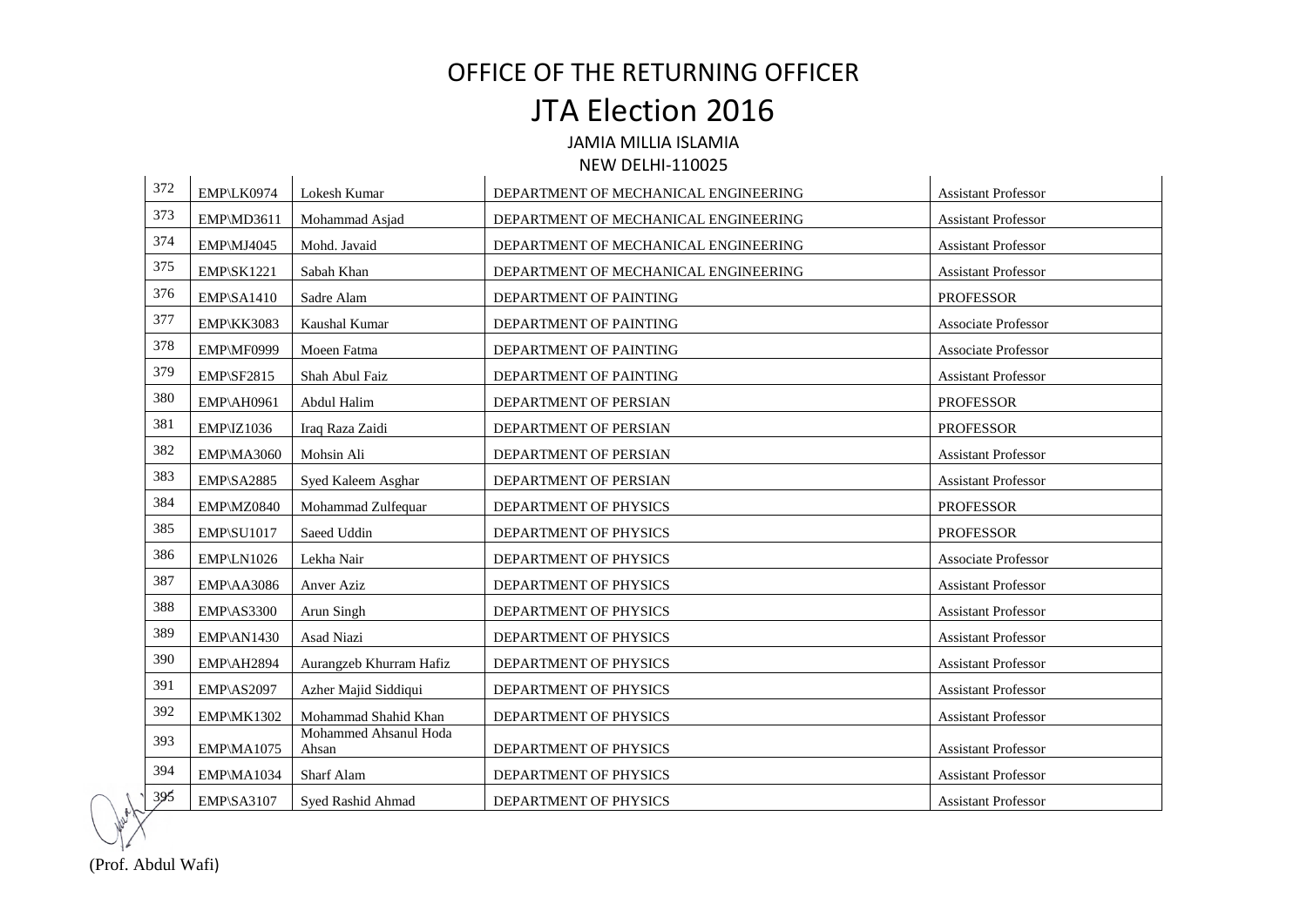# OFFICE OF THE RETURNING OFFICER

## JTA Election 2016

JAMIA MILLIA ISLAMIA

NEW DELHI-110025

| | | | | |
|---|---|---|---|---|
| 372 | EMP\LK0974 | Lokesh Kumar | DEPARTMENT OF MECHANICAL ENGINEERING | Assistant Professor |
| 373 | EMP\MD3611 | Mohammad Asjad | DEPARTMENT OF MECHANICAL ENGINEERING | Assistant Professor |
| 374 | EMP\MJ4045 | Mohd. Javaid | DEPARTMENT OF MECHANICAL ENGINEERING | Assistant Professor |
| 375 | EMP\SK1221 | Sabah Khan | DEPARTMENT OF MECHANICAL ENGINEERING | Assistant Professor |
| 376 | EMP\SA1410 | Sadre Alam | DEPARTMENT OF PAINTING | PROFESSOR |
| 377 | EMP\KK3083 | Kaushal Kumar | DEPARTMENT OF PAINTING | Associate Professor |
| 378 | EMP\MF0999 | Moeen Fatma | DEPARTMENT OF PAINTING | Associate Professor |
| 379 | EMP\SF2815 | Shah Abul Faiz | DEPARTMENT OF PAINTING | Assistant Professor |
| 380 | EMP\AH0961 | Abdul Halim | DEPARTMENT OF PERSIAN | PROFESSOR |
| 381 | EMP\IZ1036 | Iraq Raza Zaidi | DEPARTMENT OF PERSIAN | PROFESSOR |
| 382 | EMP\MA3060 | Mohsin Ali | DEPARTMENT OF PERSIAN | Assistant Professor |
| 383 | EMP\SA2885 | Syed Kaleem Asghar | DEPARTMENT OF PERSIAN | Assistant Professor |
| 384 | EMP\MZ0840 | Mohammad Zulfequar | DEPARTMENT OF PHYSICS | PROFESSOR |
| 385 | EMP\SU1017 | Saeed Uddin | DEPARTMENT OF PHYSICS | PROFESSOR |
| 386 | EMP\LN1026 | Lekha Nair | DEPARTMENT OF PHYSICS | Associate Professor |
| 387 | EMP\AA3086 | Anver Aziz | DEPARTMENT OF PHYSICS | Assistant Professor |
| 388 | EMP\AS3300 | Arun Singh | DEPARTMENT OF PHYSICS | Assistant Professor |
| 389 | EMP\AN1430 | Asad Niazi | DEPARTMENT OF PHYSICS | Assistant Professor |
| 390 | EMP\AH2894 | Aurangzeb Khurram Hafiz | DEPARTMENT OF PHYSICS | Assistant Professor |
| 391 | EMP\AS2097 | Azher Majid Siddiqui | DEPARTMENT OF PHYSICS | Assistant Professor |
| 392 | EMP\MK1302 | Mohammad Shahid Khan | DEPARTMENT OF PHYSICS | Assistant Professor |
| 393 | EMP\MA1075 | Mohammed Ahsanul Hoda Ahsan | DEPARTMENT OF PHYSICS | Assistant Professor |
| 394 | EMP\MA1034 | Sharf Alam | DEPARTMENT OF PHYSICS | Assistant Professor |
| 395 | EMP\SA3107 | Syed Rashid Ahmad | DEPARTMENT OF PHYSICS | Assistant Professor |

(Prof. Abdul Wafi)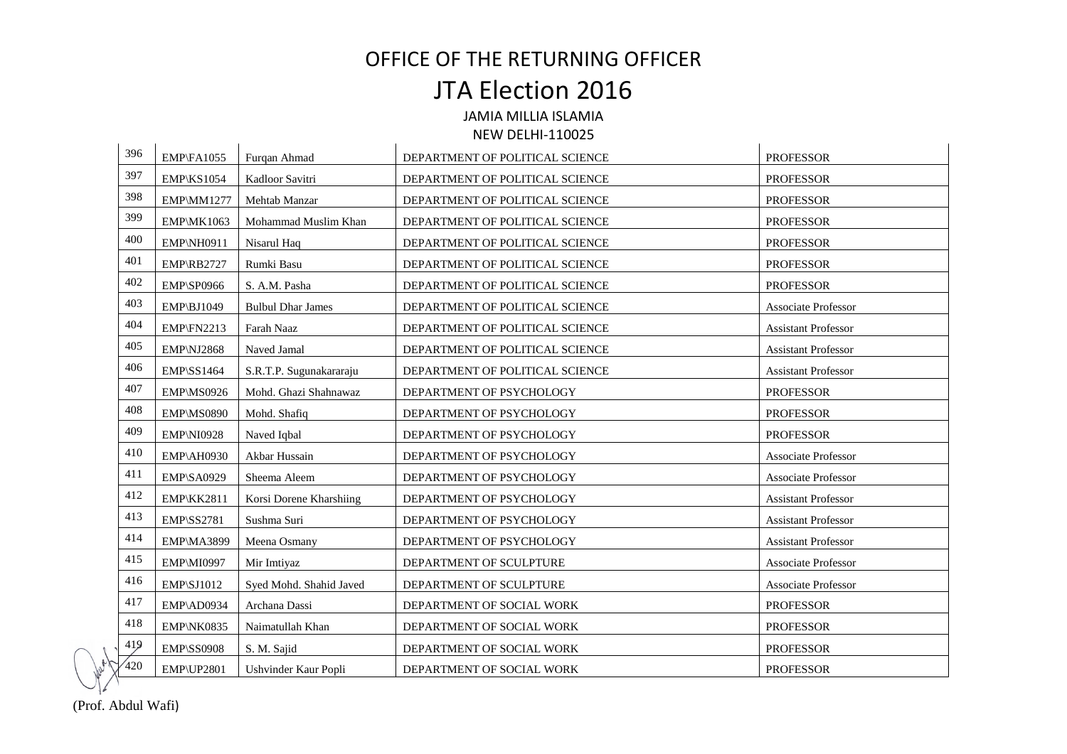# OFFICE OF THE RETURNING OFFICER

# JTA Election 2016

JAMIA MILLIA ISLAMIA

NEW DELHI-110025

| | | | | |
|---|---|---|---|---|
| 396 | EMP\FA1055 | Furqan Ahmad | DEPARTMENT OF POLITICAL SCIENCE | PROFESSOR |
| 397 | EMP\KS1054 | Kadloor Savitri | DEPARTMENT OF POLITICAL SCIENCE | PROFESSOR |
| 398 | EMP\MM1277 | Mehtab Manzar | DEPARTMENT OF POLITICAL SCIENCE | PROFESSOR |
| 399 | EMP\MK1063 | Mohammad Muslim Khan | DEPARTMENT OF POLITICAL SCIENCE | PROFESSOR |
| 400 | EMP\NH0911 | Nisarul Haq | DEPARTMENT OF POLITICAL SCIENCE | PROFESSOR |
| 401 | EMP\RB2727 | Rumki Basu | DEPARTMENT OF POLITICAL SCIENCE | PROFESSOR |
| 402 | EMP\SP0966 | S. A.M. Pasha | DEPARTMENT OF POLITICAL SCIENCE | PROFESSOR |
| 403 | EMP\BJ1049 | Bulbul Dhar James | DEPARTMENT OF POLITICAL SCIENCE | Associate Professor |
| 404 | EMP\FN2213 | Farah Naaz | DEPARTMENT OF POLITICAL SCIENCE | Assistant Professor |
| 405 | EMP\NJ2868 | Naved Jamal | DEPARTMENT OF POLITICAL SCIENCE | Assistant Professor |
| 406 | EMP\SS1464 | S.R.T.P. Sugunakararaju | DEPARTMENT OF POLITICAL SCIENCE | Assistant Professor |
| 407 | EMP\MS0926 | Mohd. Ghazi Shahnawaz | DEPARTMENT OF PSYCHOLOGY | PROFESSOR |
| 408 | EMP\MS0890 | Mohd. Shafiq | DEPARTMENT OF PSYCHOLOGY | PROFESSOR |
| 409 | EMP\NI0928 | Naved Iqbal | DEPARTMENT OF PSYCHOLOGY | PROFESSOR |
| 410 | EMP\AH0930 | Akbar Hussain | DEPARTMENT OF PSYCHOLOGY | Associate Professor |
| 411 | EMP\SA0929 | Sheema Aleem | DEPARTMENT OF PSYCHOLOGY | Associate Professor |
| 412 | EMP\KK2811 | Korsi Dorene Kharshiing | DEPARTMENT OF PSYCHOLOGY | Assistant Professor |
| 413 | EMP\SS2781 | Sushma Suri | DEPARTMENT OF PSYCHOLOGY | Assistant Professor |
| 414 | EMP\MA3899 | Meena Osmany | DEPARTMENT OF PSYCHOLOGY | Assistant Professor |
| 415 | EMP\MI0997 | Mir Imtiyaz | DEPARTMENT OF SCULPTURE | Associate Professor |
| 416 | EMP\SJ1012 | Syed Mohd. Shahid Javed | DEPARTMENT OF SCULPTURE | Associate Professor |
| 417 | EMP\AD0934 | Archana Dassi | DEPARTMENT OF SOCIAL WORK | PROFESSOR |
| 418 | EMP\NK0835 | Naimatullah Khan | DEPARTMENT OF SOCIAL WORK | PROFESSOR |
| 419 | EMP\SS0908 | S. M. Sajid | DEPARTMENT OF SOCIAL WORK | PROFESSOR |
| 420 | EMP\UP2801 | Ushvinder Kaur Popli | DEPARTMENT OF SOCIAL WORK | PROFESSOR |

(Prof. Abdul Wafi)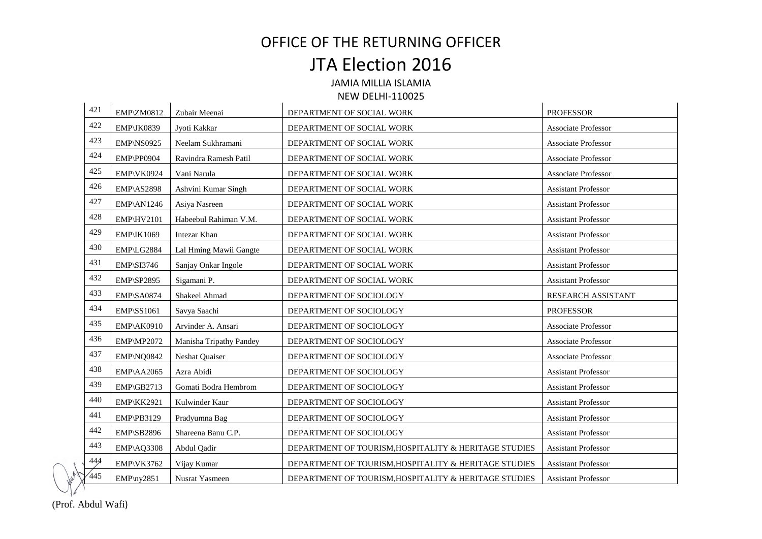# OFFICE OF THE RETURNING OFFICER

# JTA Election 2016

JAMIA MILLIA ISLAMIA

NEW DELHI-110025

| | | | | |
|---|---|---|---|---|
| 421 | EMP\ZM0812 | Zubair Meenai | DEPARTMENT OF SOCIAL WORK | PROFESSOR |
| 422 | EMP\JK0839 | Jyoti Kakkar | DEPARTMENT OF SOCIAL WORK | Associate Professor |
| 423 | EMP\NS0925 | Neelam Sukhramani | DEPARTMENT OF SOCIAL WORK | Associate Professor |
| 424 | EMP\PP0904 | Ravindra Ramesh Patil | DEPARTMENT OF SOCIAL WORK | Associate Professor |
| 425 | EMP\VK0924 | Vani Narula | DEPARTMENT OF SOCIAL WORK | Associate Professor |
| 426 | EMP\AS2898 | Ashvini Kumar Singh | DEPARTMENT OF SOCIAL WORK | Assistant Professor |
| 427 | EMP\AN1246 | Asiya Nasreen | DEPARTMENT OF SOCIAL WORK | Assistant Professor |
| 428 | EMP\HV2101 | Habeebul Rahiman V.M. | DEPARTMENT OF SOCIAL WORK | Assistant Professor |
| 429 | EMP\IK1069 | Intezar Khan | DEPARTMENT OF SOCIAL WORK | Assistant Professor |
| 430 | EMP\LG2884 | Lal Hming Mawii Gangte | DEPARTMENT OF SOCIAL WORK | Assistant Professor |
| 431 | EMP\SI3746 | Sanjay Onkar Ingole | DEPARTMENT OF SOCIAL WORK | Assistant Professor |
| 432 | EMP\SP2895 | Sigamani P. | DEPARTMENT OF SOCIAL WORK | Assistant Professor |
| 433 | EMP\SA0874 | Shakeel Ahmad | DEPARTMENT OF SOCIOLOGY | RESEARCH ASSISTANT |
| 434 | EMP\SS1061 | Savya Saachi | DEPARTMENT OF SOCIOLOGY | PROFESSOR |
| 435 | EMP\AK0910 | Arvinder A. Ansari | DEPARTMENT OF SOCIOLOGY | Associate Professor |
| 436 | EMP\MP2072 | Manisha Tripathy Pandey | DEPARTMENT OF SOCIOLOGY | Associate Professor |
| 437 | EMP\NQ0842 | Neshat Quaiser | DEPARTMENT OF SOCIOLOGY | Associate Professor |
| 438 | EMP\AA2065 | Azra Abidi | DEPARTMENT OF SOCIOLOGY | Assistant Professor |
| 439 | EMP\GB2713 | Gomati Bodra Hembrom | DEPARTMENT OF SOCIOLOGY | Assistant Professor |
| 440 | EMP\KK2921 | Kulwinder Kaur | DEPARTMENT OF SOCIOLOGY | Assistant Professor |
| 441 | EMP\PB3129 | Pradyumna Bag | DEPARTMENT OF SOCIOLOGY | Assistant Professor |
| 442 | EMP\SB2896 | Shareena Banu C.P. | DEPARTMENT OF SOCIOLOGY | Assistant Professor |
| 443 | EMP\AQ3308 | Abdul Qadir | DEPARTMENT OF TOURISM,HOSPITALITY & HERITAGE STUDIES | Assistant Professor |
| 444 | EMP\VK3762 | Vijay Kumar | DEPARTMENT OF TOURISM,HOSPITALITY & HERITAGE STUDIES | Assistant Professor |
| 445 | EMP\ny2851 | Nusrat Yasmeen | DEPARTMENT OF TOURISM,HOSPITALITY & HERITAGE STUDIES | Assistant Professor |

(Prof. Abdul Wafi)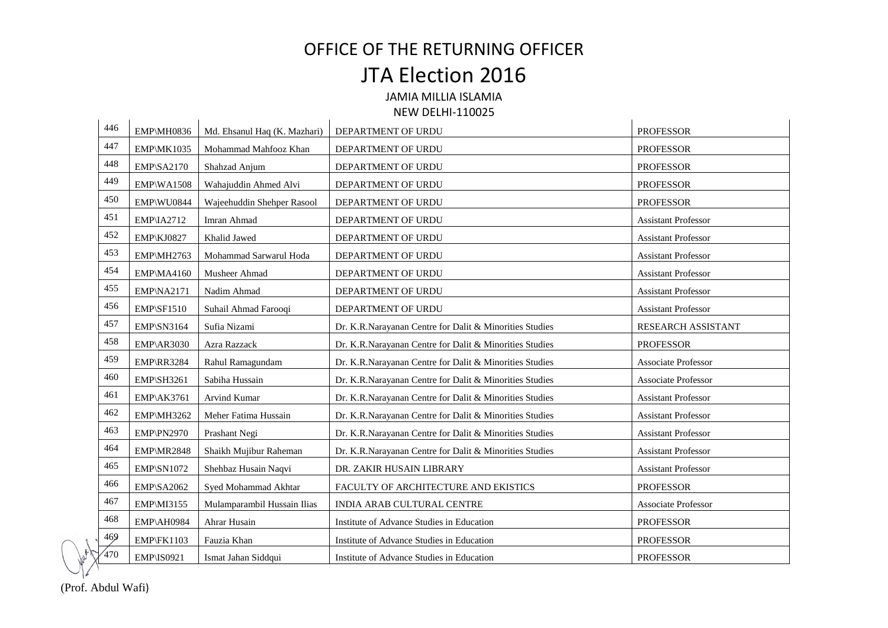# OFFICE OF THE RETURNING OFFICER

# JTA Election 2016

JAMIA MILLIA ISLAMIA

NEW DELHI-110025

| | | | | |
|---|---|---|---|---|
| 446 | EMP\MH0836 | Md. Ehsanul Haq (K. Mazhari) | DEPARTMENT OF URDU | PROFESSOR |
| 447 | EMP\MK1035 | Mohammad Mahfooz Khan | DEPARTMENT OF URDU | PROFESSOR |
| 448 | EMP\SA2170 | Shahzad Anjum | DEPARTMENT OF URDU | PROFESSOR |
| 449 | EMP\WA1508 | Wahajuddin Ahmed Alvi | DEPARTMENT OF URDU | PROFESSOR |
| 450 | EMP\WU0844 | Wajeehuddin Shehper Rasool | DEPARTMENT OF URDU | PROFESSOR |
| 451 | EMP\IA2712 | Imran Ahmad | DEPARTMENT OF URDU | Assistant Professor |
| 452 | EMP\KJ0827 | Khalid Jawed | DEPARTMENT OF URDU | Assistant Professor |
| 453 | EMP\MH2763 | Mohammad Sarwarul Hoda | DEPARTMENT OF URDU | Assistant Professor |
| 454 | EMP\MA4160 | Musheer Ahmad | DEPARTMENT OF URDU | Assistant Professor |
| 455 | EMP\NA2171 | Nadim Ahmad | DEPARTMENT OF URDU | Assistant Professor |
| 456 | EMP\SF1510 | Suhail Ahmad Farooqi | DEPARTMENT OF URDU | Assistant Professor |
| 457 | EMP\SN3164 | Sufia Nizami | Dr. K.R.Narayanan Centre for Dalit & Minorities Studies | RESEARCH ASSISTANT |
| 458 | EMP\AR3030 | Azra Razzack | Dr. K.R.Narayanan Centre for Dalit & Minorities Studies | PROFESSOR |
| 459 | EMP\RR3284 | Rahul Ramagundam | Dr. K.R.Narayanan Centre for Dalit & Minorities Studies | Associate Professor |
| 460 | EMP\SH3261 | Sabiha Hussain | Dr. K.R.Narayanan Centre for Dalit & Minorities Studies | Associate Professor |
| 461 | EMP\AK3761 | Arvind Kumar | Dr. K.R.Narayanan Centre for Dalit & Minorities Studies | Assistant Professor |
| 462 | EMP\MH3262 | Meher Fatima Hussain | Dr. K.R.Narayanan Centre for Dalit & Minorities Studies | Assistant Professor |
| 463 | EMP\PN2970 | Prashant Negi | Dr. K.R.Narayanan Centre for Dalit & Minorities Studies | Assistant Professor |
| 464 | EMP\MR2848 | Shaikh Mujibur Raheman | Dr. K.R.Narayanan Centre for Dalit & Minorities Studies | Assistant Professor |
| 465 | EMP\SN1072 | Shehbaz Husain Naqvi | DR. ZAKIR HUSAIN LIBRARY | Assistant Professor |
| 466 | EMP\SA2062 | Syed Mohammad Akhtar | FACULTY OF ARCHITECTURE AND EKISTICS | PROFESSOR |
| 467 | EMP\MI3155 | Mulamparambil Hussain Ilias | INDIA ARAB CULTURAL CENTRE | Associate Professor |
| 468 | EMP\AH0984 | Ahrar Husain | Institute of Advance Studies in Education | PROFESSOR |
| 469 | EMP\FK1103 | Fauzia Khan | Institute of Advance Studies in Education | PROFESSOR |
| 470 | EMP\IS0921 | Ismat Jahan Siddqui | Institute of Advance Studies in Education | PROFESSOR |

(Prof. Abdul Wafi)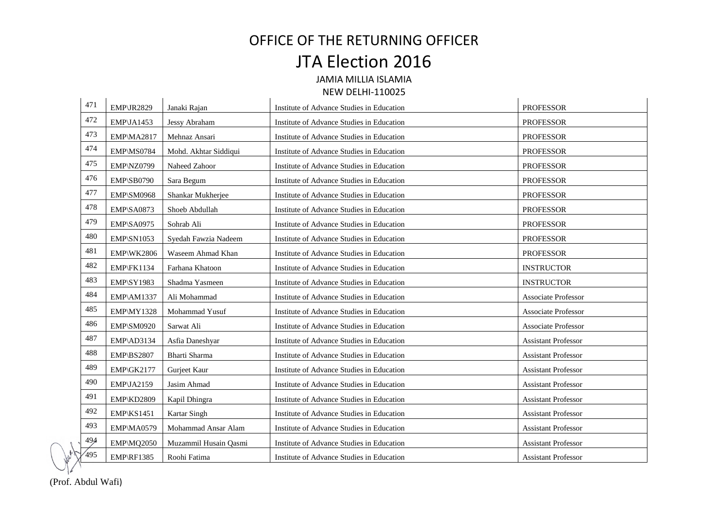# OFFICE OF THE RETURNING OFFICER

# JTA Election 2016

JAMIA MILLIA ISLAMIA

NEW DELHI-110025

| | | | | |
|---|---|---|---|---|
| 471 | EMP\JR2829 | Janaki Rajan | Institute of Advance Studies in Education | PROFESSOR |
| 472 | EMP\JA1453 | Jessy Abraham | Institute of Advance Studies in Education | PROFESSOR |
| 473 | EMP\MA2817 | Mehnaz Ansari | Institute of Advance Studies in Education | PROFESSOR |
| 474 | EMP\MS0784 | Mohd. Akhtar Siddiqui | Institute of Advance Studies in Education | PROFESSOR |
| 475 | EMP\NZ0799 | Naheed Zahoor | Institute of Advance Studies in Education | PROFESSOR |
| 476 | EMP\SB0790 | Sara Begum | Institute of Advance Studies in Education | PROFESSOR |
| 477 | EMP\SM0968 | Shankar Mukherjee | Institute of Advance Studies in Education | PROFESSOR |
| 478 | EMP\SA0873 | Shoeb Abdullah | Institute of Advance Studies in Education | PROFESSOR |
| 479 | EMP\SA0975 | Sohrab Ali | Institute of Advance Studies in Education | PROFESSOR |
| 480 | EMP\SN1053 | Syedah Fawzia Nadeem | Institute of Advance Studies in Education | PROFESSOR |
| 481 | EMP\WK2806 | Waseem Ahmad Khan | Institute of Advance Studies in Education | PROFESSOR |
| 482 | EMP\FK1134 | Farhana Khatoon | Institute of Advance Studies in Education | INSTRUCTOR |
| 483 | EMP\SY1983 | Shadma Yasmeen | Institute of Advance Studies in Education | INSTRUCTOR |
| 484 | EMP\AM1337 | Ali Mohammad | Institute of Advance Studies in Education | Associate Professor |
| 485 | EMP\MY1328 | Mohammad Yusuf | Institute of Advance Studies in Education | Associate Professor |
| 486 | EMP\SM0920 | Sarwat Ali | Institute of Advance Studies in Education | Associate Professor |
| 487 | EMP\AD3134 | Asfia Daneshyar | Institute of Advance Studies in Education | Assistant Professor |
| 488 | EMP\BS2807 | Bharti Sharma | Institute of Advance Studies in Education | Assistant Professor |
| 489 | EMP\GK2177 | Gurjeet Kaur | Institute of Advance Studies in Education | Assistant Professor |
| 490 | EMP\JA2159 | Jasim Ahmad | Institute of Advance Studies in Education | Assistant Professor |
| 491 | EMP\KD2809 | Kapil Dhingra | Institute of Advance Studies in Education | Assistant Professor |
| 492 | EMP\KS1451 | Kartar Singh | Institute of Advance Studies in Education | Assistant Professor |
| 493 | EMP\MA0579 | Mohammad Ansar Alam | Institute of Advance Studies in Education | Assistant Professor |
| 494 | EMP\MQ2050 | Muzammil Husain Qasmi | Institute of Advance Studies in Education | Assistant Professor |
| 495 | EMP\RF1385 | Roohi Fatima | Institute of Advance Studies in Education | Assistant Professor |

(Prof. Abdul Wafi)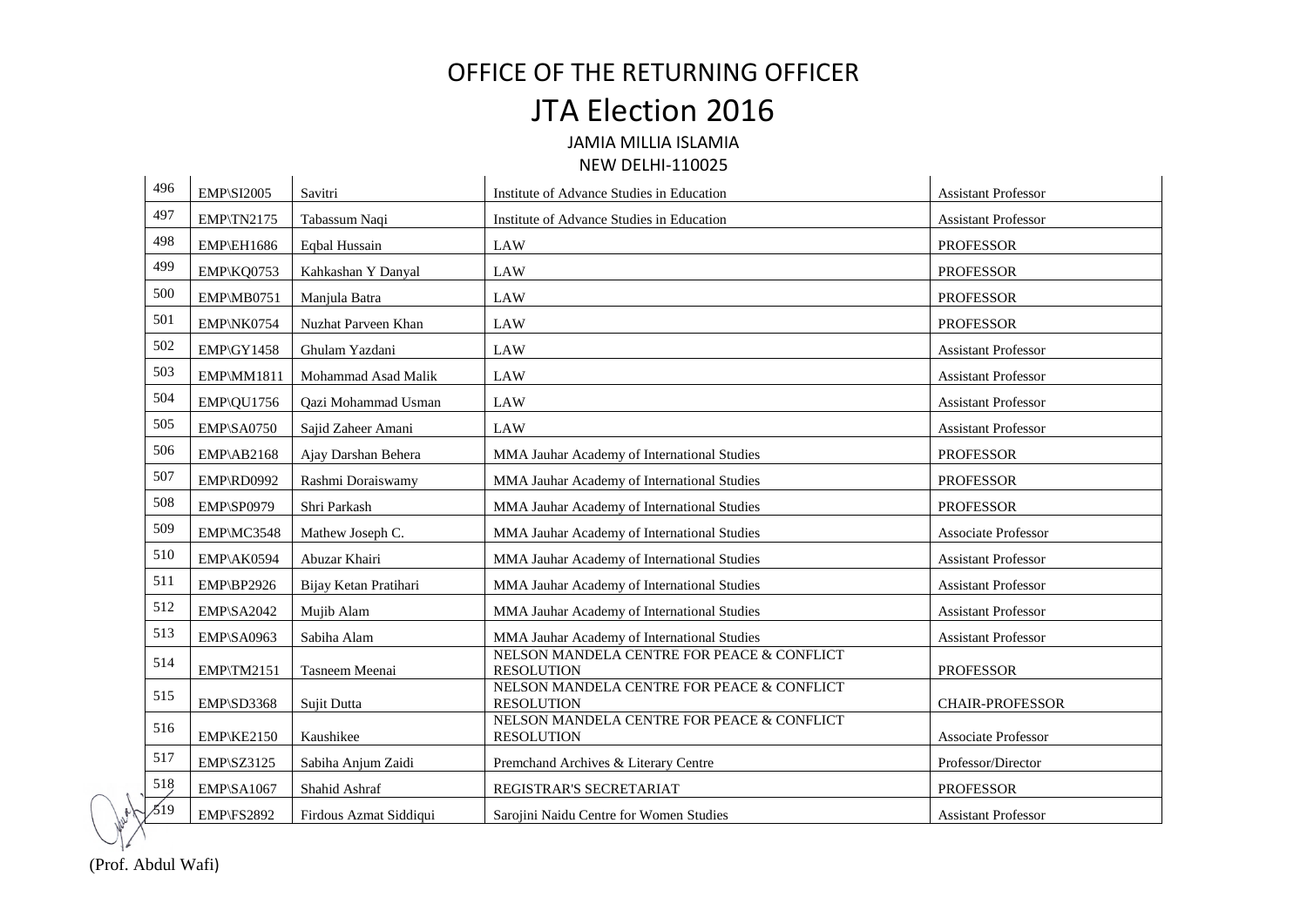# OFFICE OF THE RETURNING OFFICER

# JTA Election 2016

### JAMIA MILLIA ISLAMIA

### NEW DELHI-110025

| | | | | |
|---|---|---|---|---|
| 496 | EMP\SI2005 | Savitri | Institute of Advance Studies in Education | Assistant Professor |
| 497 | EMP\TN2175 | Tabassum Naqi | Institute of Advance Studies in Education | Assistant Professor |
| 498 | EMP\EH1686 | Eqbal Hussain | LAW | PROFESSOR |
| 499 | EMP\KQ0753 | Kahkashan Y Danyal | LAW | PROFESSOR |
| 500 | EMP\MB0751 | Manjula Batra | LAW | PROFESSOR |
| 501 | EMP\NK0754 | Nuzhat Parveen Khan | LAW | PROFESSOR |
| 502 | EMP\GY1458 | Ghulam Yazdani | LAW | Assistant Professor |
| 503 | EMP\MM1811 | Mohammad Asad Malik | LAW | Assistant Professor |
| 504 | EMP\QU1756 | Qazi Mohammad Usman | LAW | Assistant Professor |
| 505 | EMP\SA0750 | Sajid Zaheer Amani | LAW | Assistant Professor |
| 506 | EMP\AB2168 | Ajay Darshan Behera | MMA Jauhar Academy of International Studies | PROFESSOR |
| 507 | EMP\RD0992 | Rashmi Doraiswamy | MMA Jauhar Academy of International Studies | PROFESSOR |
| 508 | EMP\SP0979 | Shri Parkash | MMA Jauhar Academy of International Studies | PROFESSOR |
| 509 | EMP\MC3548 | Mathew Joseph C. | MMA Jauhar Academy of International Studies | Associate Professor |
| 510 | EMP\AK0594 | Abuzar Khairi | MMA Jauhar Academy of International Studies | Assistant Professor |
| 511 | EMP\BP2926 | Bijay Ketan Pratihari | MMA Jauhar Academy of International Studies | Assistant Professor |
| 512 | EMP\SA2042 | Mujib Alam | MMA Jauhar Academy of International Studies | Assistant Professor |
| 513 | EMP\SA0963 | Sabiha Alam | MMA Jauhar Academy of International Studies | Assistant Professor |
| 514 | EMP\TM2151 | Tasneem Meenai | NELSON MANDELA CENTRE FOR PEACE & CONFLICT RESOLUTION | PROFESSOR |
| 515 | EMP\SD3368 | Sujit Dutta | NELSON MANDELA CENTRE FOR PEACE & CONFLICT RESOLUTION | CHAIR-PROFESSOR |
| 516 | EMP\KE2150 | Kaushikee | NELSON MANDELA CENTRE FOR PEACE & CONFLICT RESOLUTION | Associate Professor |
| 517 | EMP\SZ3125 | Sabiha Anjum Zaidi | Premchand Archives & Literary Centre | Professor/Director |
| 518 | EMP\SA1067 | Shahid Ashraf | REGISTRAR'S SECRETARIAT | PROFESSOR |
| 519 | EMP\FS2892 | Firdous Azmat Siddiqui | Sarojini Naidu Centre for Women Studies | Assistant Professor |

(Prof. Abdul Wafi)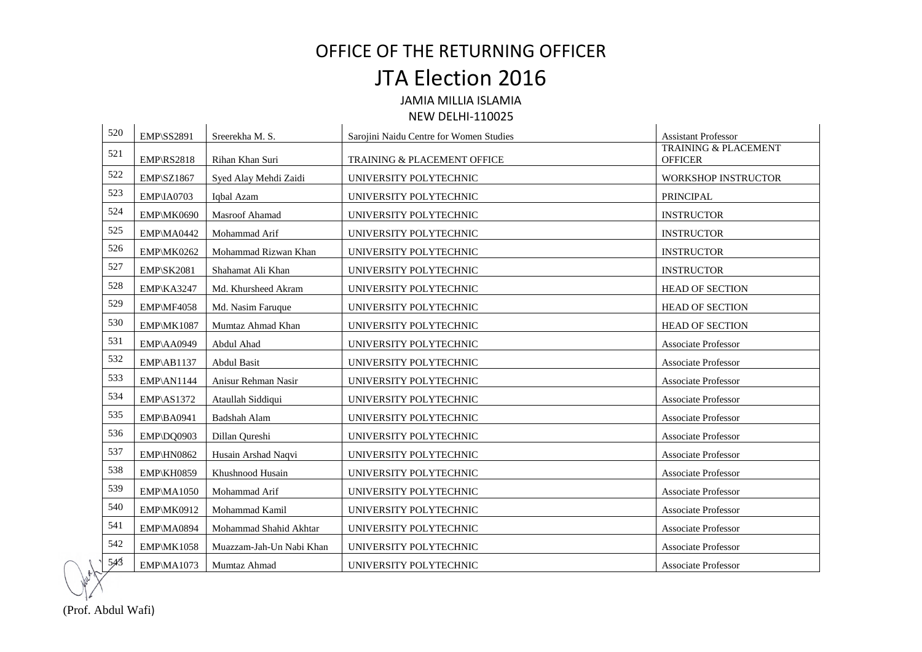# OFFICE OF THE RETURNING OFFICER

# JTA Election 2016

JAMIA MILLIA ISLAMIA

NEW DELHI-110025

| | | | | |
|---|---|---|---|---|
| 520 | EMP\SS2891 | Sreerekha M. S. | Sarojini Naidu Centre for Women Studies | Assistant Professor |
| 521 | EMP\RS2818 | Rihan Khan Suri | TRAINING & PLACEMENT OFFICE | TRAINING & PLACEMENT OFFICER |
| 522 | EMP\SZ1867 | Syed Alay Mehdi Zaidi | UNIVERSITY POLYTECHNIC | WORKSHOP INSTRUCTOR |
| 523 | EMP\IA0703 | Iqbal Azam | UNIVERSITY POLYTECHNIC | PRINCIPAL |
| 524 | EMP\MK0690 | Masroof Ahamad | UNIVERSITY POLYTECHNIC | INSTRUCTOR |
| 525 | EMP\MA0442 | Mohammad Arif | UNIVERSITY POLYTECHNIC | INSTRUCTOR |
| 526 | EMP\MK0262 | Mohammad Rizwan Khan | UNIVERSITY POLYTECHNIC | INSTRUCTOR |
| 527 | EMP\SK2081 | Shahamat Ali Khan | UNIVERSITY POLYTECHNIC | INSTRUCTOR |
| 528 | EMP\KA3247 | Md. Khursheed Akram | UNIVERSITY POLYTECHNIC | HEAD OF SECTION |
| 529 | EMP\MF4058 | Md. Nasim Faruque | UNIVERSITY POLYTECHNIC | HEAD OF SECTION |
| 530 | EMP\MK1087 | Mumtaz Ahmad Khan | UNIVERSITY POLYTECHNIC | HEAD OF SECTION |
| 531 | EMP\AA0949 | Abdul Ahad | UNIVERSITY POLYTECHNIC | Associate Professor |
| 532 | EMP\AB1137 | Abdul Basit | UNIVERSITY POLYTECHNIC | Associate Professor |
| 533 | EMP\AN1144 | Anisur Rehman Nasir | UNIVERSITY POLYTECHNIC | Associate Professor |
| 534 | EMP\AS1372 | Ataullah Siddiqui | UNIVERSITY POLYTECHNIC | Associate Professor |
| 535 | EMP\BA0941 | Badshah Alam | UNIVERSITY POLYTECHNIC | Associate Professor |
| 536 | EMP\DQ0903 | Dillan Qureshi | UNIVERSITY POLYTECHNIC | Associate Professor |
| 537 | EMP\HN0862 | Husain Arshad Naqvi | UNIVERSITY POLYTECHNIC | Associate Professor |
| 538 | EMP\KH0859 | Khushnood Husain | UNIVERSITY POLYTECHNIC | Associate Professor |
| 539 | EMP\MA1050 | Mohammad Arif | UNIVERSITY POLYTECHNIC | Associate Professor |
| 540 | EMP\MK0912 | Mohammad Kamil | UNIVERSITY POLYTECHNIC | Associate Professor |
| 541 | EMP\MA0894 | Mohammad Shahid Akhtar | UNIVERSITY POLYTECHNIC | Associate Professor |
| 542 | EMP\MK1058 | Muazzam-Jah-Un Nabi Khan | UNIVERSITY POLYTECHNIC | Associate Professor |
| 543 | EMP\MA1073 | Mumtaz Ahmad | UNIVERSITY POLYTECHNIC | Associate Professor |

(Prof. Abdul Wafi)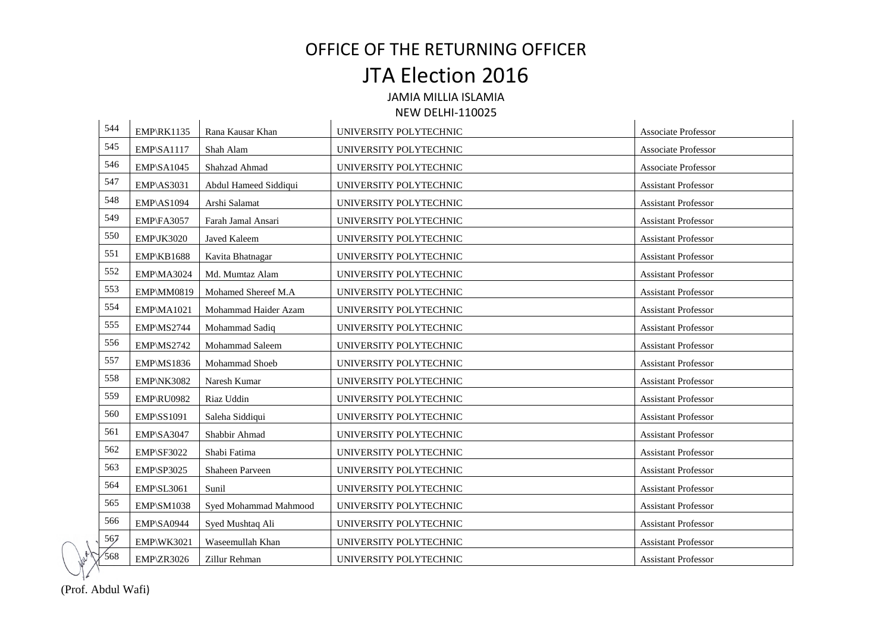# OFFICE OF THE RETURNING OFFICER

# JTA Election 2016

JAMIA MILLIA ISLAMIA

NEW DELHI-110025

| | | | | |
|---|---|---|---|---|
| 544 | EMP\RK1135 | Rana Kausar Khan | UNIVERSITY POLYTECHNIC | Associate Professor |
| 545 | EMP\SA1117 | Shah Alam | UNIVERSITY POLYTECHNIC | Associate Professor |
| 546 | EMP\SA1045 | Shahzad Ahmad | UNIVERSITY POLYTECHNIC | Associate Professor |
| 547 | EMP\AS3031 | Abdul Hameed Siddiqui | UNIVERSITY POLYTECHNIC | Assistant Professor |
| 548 | EMP\AS1094 | Arshi Salamat | UNIVERSITY POLYTECHNIC | Assistant Professor |
| 549 | EMP\FA3057 | Farah Jamal Ansari | UNIVERSITY POLYTECHNIC | Assistant Professor |
| 550 | EMP\JK3020 | Javed Kaleem | UNIVERSITY POLYTECHNIC | Assistant Professor |
| 551 | EMP\KB1688 | Kavita Bhatnagar | UNIVERSITY POLYTECHNIC | Assistant Professor |
| 552 | EMP\MA3024 | Md. Mumtaz Alam | UNIVERSITY POLYTECHNIC | Assistant Professor |
| 553 | EMP\MM0819 | Mohamed Shereef M.A | UNIVERSITY POLYTECHNIC | Assistant Professor |
| 554 | EMP\MA1021 | Mohammad Haider Azam | UNIVERSITY POLYTECHNIC | Assistant Professor |
| 555 | EMP\MS2744 | Mohammad Sadiq | UNIVERSITY POLYTECHNIC | Assistant Professor |
| 556 | EMP\MS2742 | Mohammad Saleem | UNIVERSITY POLYTECHNIC | Assistant Professor |
| 557 | EMP\MS1836 | Mohammad Shoeb | UNIVERSITY POLYTECHNIC | Assistant Professor |
| 558 | EMP\NK3082 | Naresh Kumar | UNIVERSITY POLYTECHNIC | Assistant Professor |
| 559 | EMP\RU0982 | Riaz Uddin | UNIVERSITY POLYTECHNIC | Assistant Professor |
| 560 | EMP\SS1091 | Saleha Siddiqui | UNIVERSITY POLYTECHNIC | Assistant Professor |
| 561 | EMP\SA3047 | Shabbir Ahmad | UNIVERSITY POLYTECHNIC | Assistant Professor |
| 562 | EMP\SF3022 | Shabi Fatima | UNIVERSITY POLYTECHNIC | Assistant Professor |
| 563 | EMP\SP3025 | Shaheen Parveen | UNIVERSITY POLYTECHNIC | Assistant Professor |
| 564 | EMP\SL3061 | Sunil | UNIVERSITY POLYTECHNIC | Assistant Professor |
| 565 | EMP\SM1038 | Syed Mohammad Mahmood | UNIVERSITY POLYTECHNIC | Assistant Professor |
| 566 | EMP\SA0944 | Syed Mushtaq Ali | UNIVERSITY POLYTECHNIC | Assistant Professor |
| 567 | EMP\WK3021 | Waseemullah Khan | UNIVERSITY POLYTECHNIC | Assistant Professor |
| 568 | EMP\ZR3026 | Zillur Rehman | UNIVERSITY POLYTECHNIC | Assistant Professor |

(Prof. Abdul Wafi)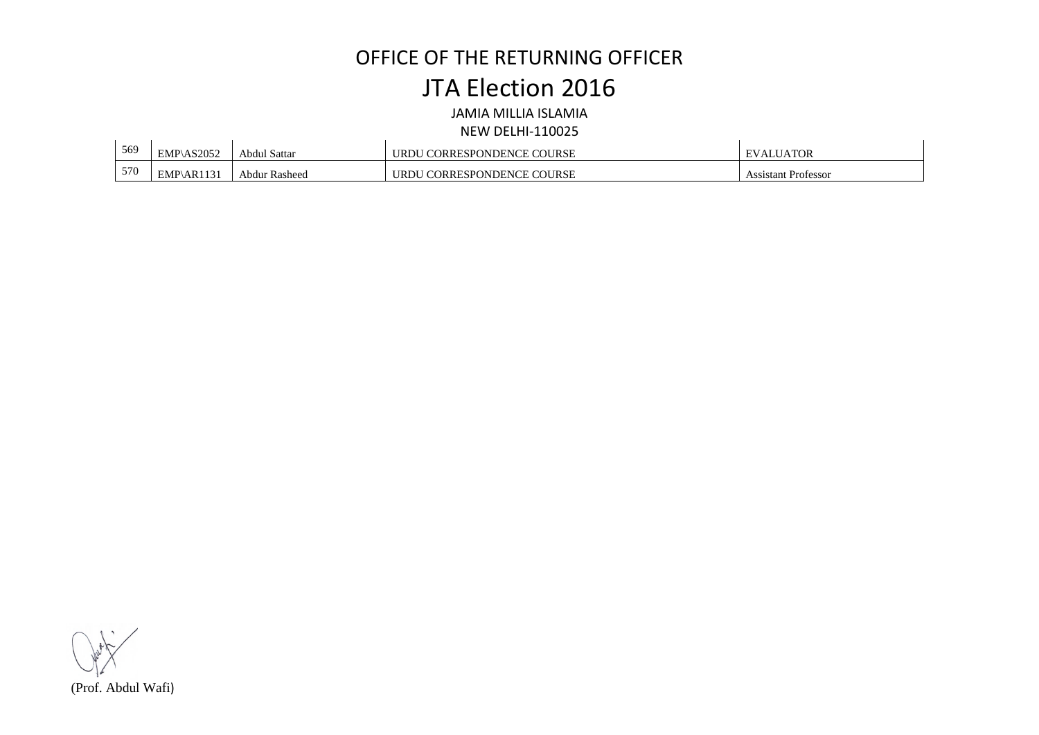# OFFICE OF THE RETURNING OFFICER

# JTA Election 2016

JAMIA MILLIA ISLAMIA

NEW DELHI-110025

| | | | | |
|---|---|---|---|---|
| 569 | EMP\AS2052 | Abdul Sattar | URDU CORRESPONDENCE COURSE | EVALUATOR |
| 570 | EMP\AR1131 | Abdur Rasheed | URDU CORRESPONDENCE COURSE | Assistant Professor |

(Prof. Abdul Wafi)